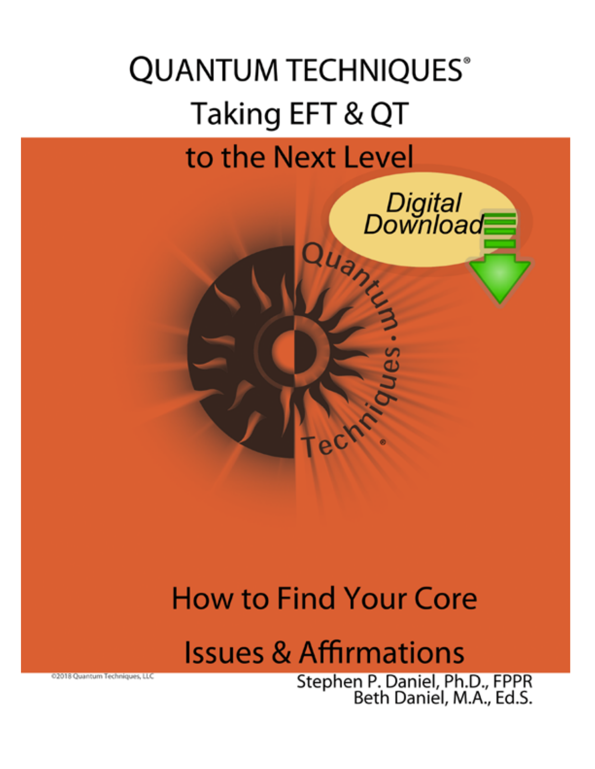# QUANTUM TECHNIQUES®

## Taking EFT & QT to the Next Level

Digital Download

## How to Find Your Core Issues & Affirmations

Stephen P. Daniel, Ph.D., FPPR
Beth Daniel, M.A., Ed.S.

©2018 Quantum Techniques, LLC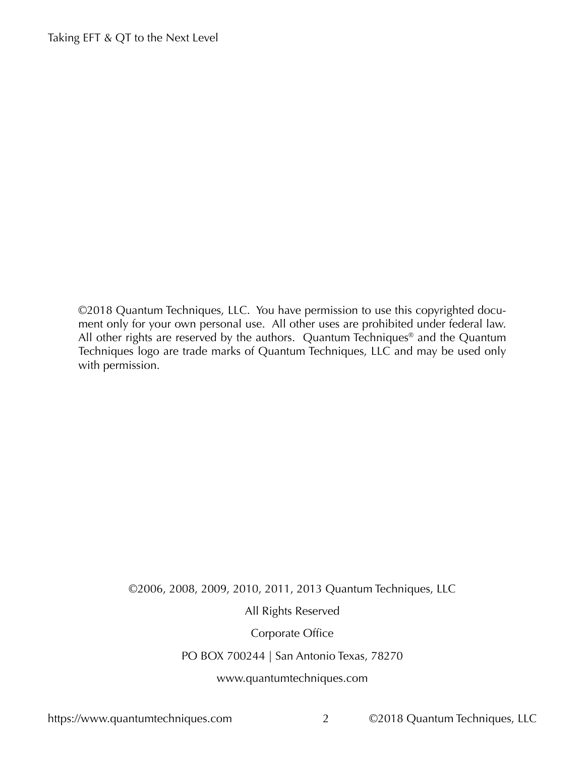©2018 Quantum Techniques, LLC. You have permission to use this copyrighted document only for your own personal use. All other uses are prohibited under federal law. All other rights are reserved by the authors. Quantum Techniques® and the Quantum Techniques logo are trade marks of Quantum Techniques, LLC and may be used only with permission.

©2006, 2008, 2009, 2010, 2011, 2013 Quantum Techniques, LLC

All Rights Reserved

Corporate Office

PO BOX 700244 | San Antonio Texas, 78270

www.quantumtechniques.com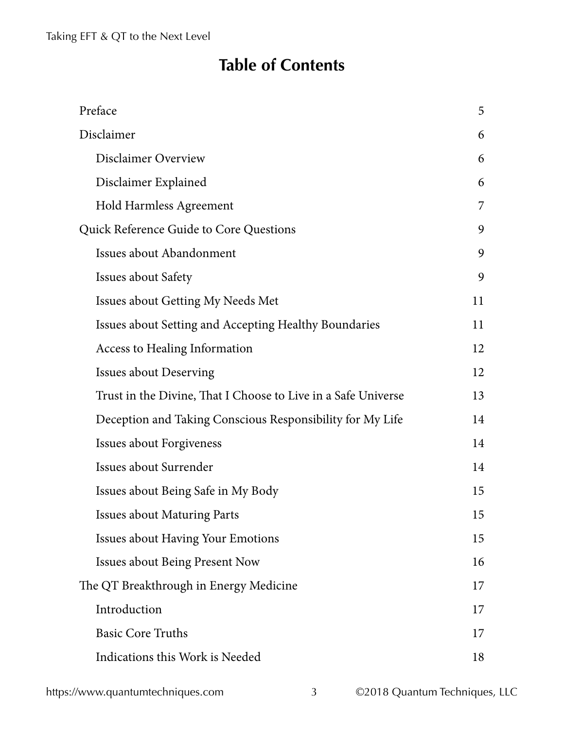# Table of Contents

| | |
|---|---|
| Preface | 5 |
| Disclaimer | 6 |
| Disclaimer Overview | 6 |
| Disclaimer Explained | 6 |
| Hold Harmless Agreement | 7 |
| Quick Reference Guide to Core Questions | 9 |
| Issues about Abandonment | 9 |
| Issues about Safety | 9 |
| Issues about Getting My Needs Met | 11 |
| Issues about Setting and Accepting Healthy Boundaries | 11 |
| Access to Healing Information | 12 |
| Issues about Deserving | 12 |
| Trust in the Divine, That I Choose to Live in a Safe Universe | 13 |
| Deception and Taking Conscious Responsibility for My Life | 14 |
| Issues about Forgiveness | 14 |
| Issues about Surrender | 14 |
| Issues about Being Safe in My Body | 15 |
| Issues about Maturing Parts | 15 |
| Issues about Having Your Emotions | 15 |
| Issues about Being Present Now | 16 |
| The QT Breakthrough in Energy Medicine | 17 |
| Introduction | 17 |
| Basic Core Truths | 17 |
| Indications this Work is Needed | 18 |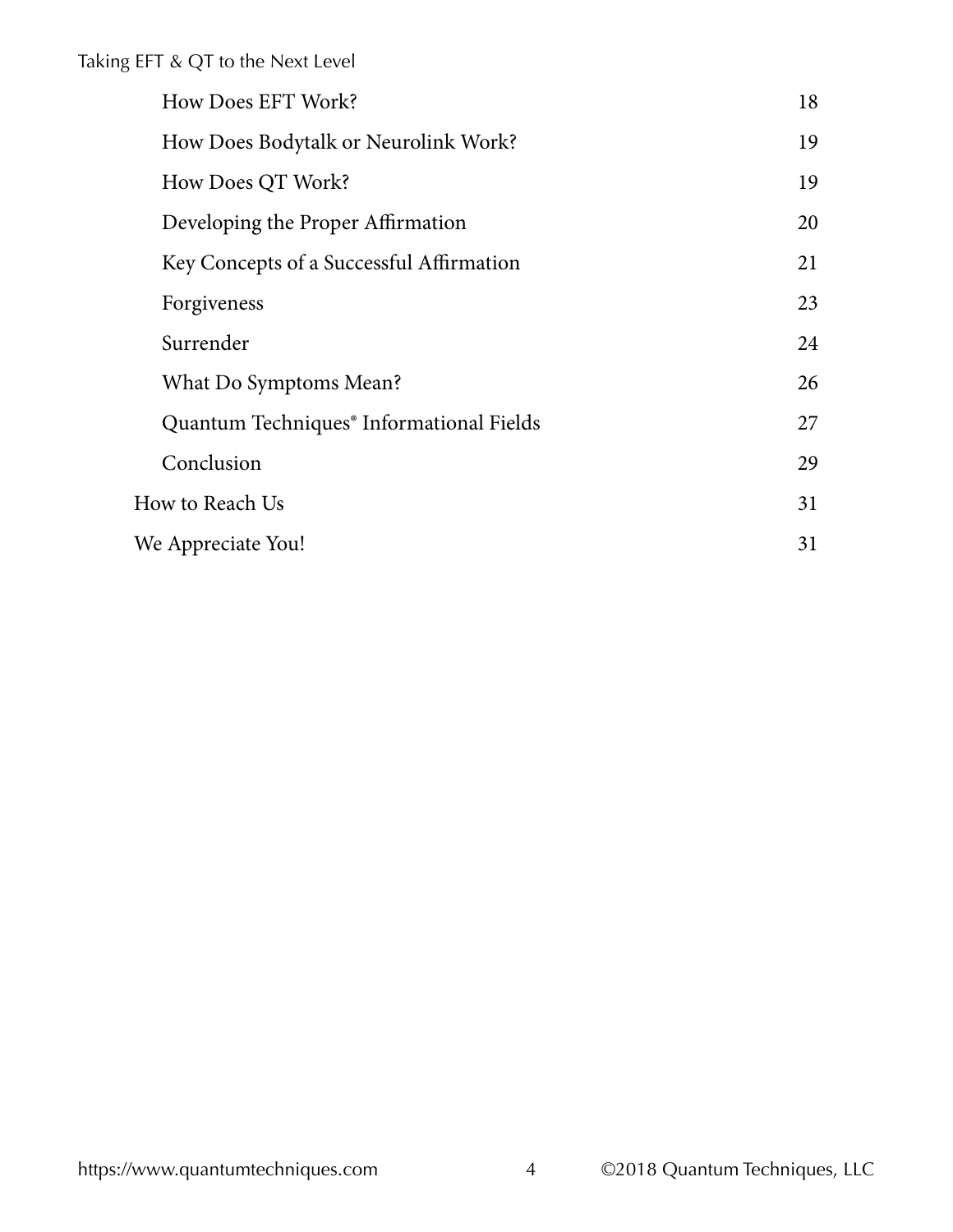| | |
|---|---|
| How Does EFT Work? | 18 |
| How Does Bodytalk or Neurolink Work? | 19 |
| How Does QT Work? | 19 |
| Developing the Proper Affirmation | 20 |
| Key Concepts of a Successful Affirmation | 21 |
| Forgiveness | 23 |
| Surrender | 24 |
| What Do Symptoms Mean? | 26 |
| Quantum Techniques® Informational Fields | 27 |
| Conclusion | 29 |
| How to Reach Us | 31 |
| We Appreciate You! | 31 |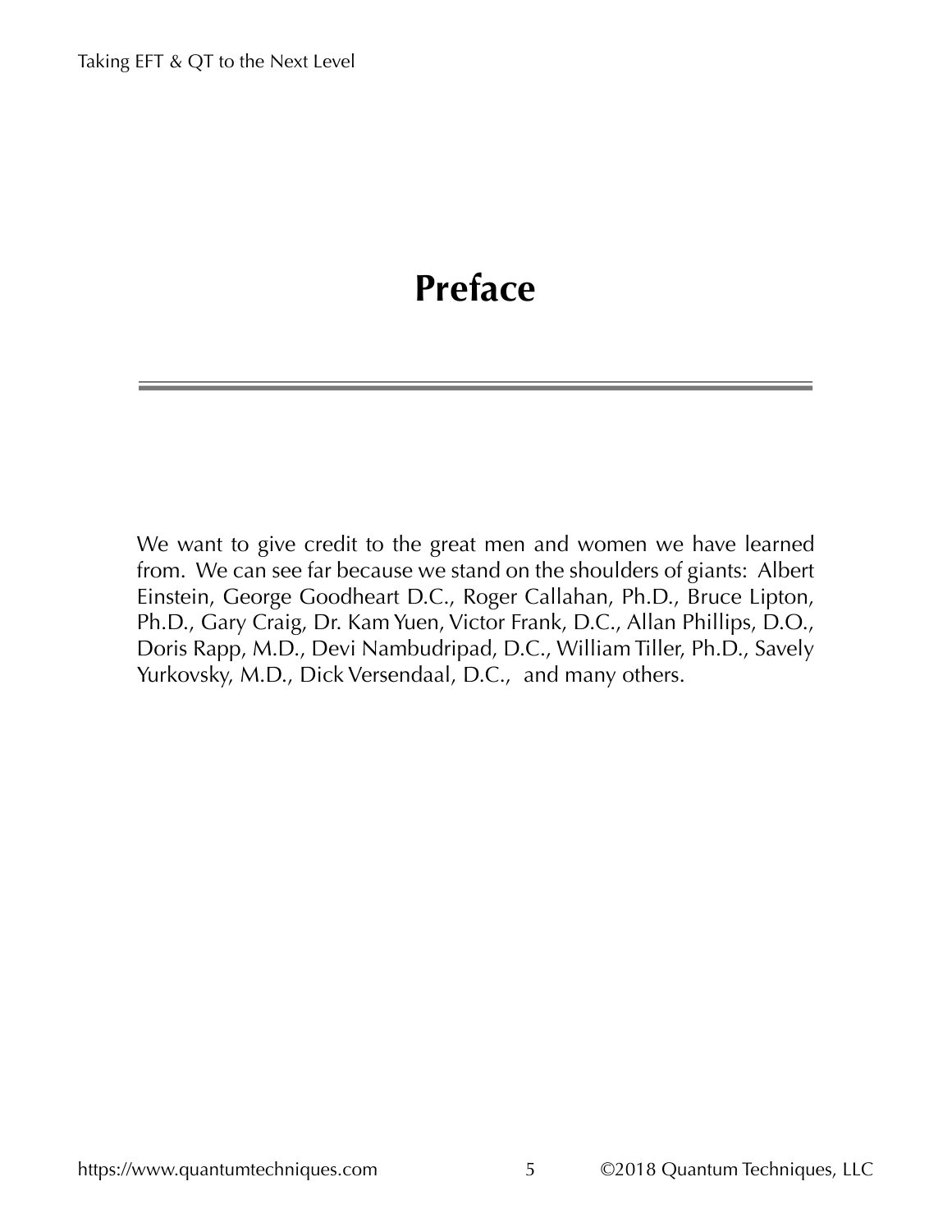# Preface

We want to give credit to the great men and women we have learned from. We can see far because we stand on the shoulders of giants: Albert Einstein, George Goodheart D.C., Roger Callahan, Ph.D., Bruce Lipton, Ph.D., Gary Craig, Dr. Kam Yuen, Victor Frank, D.C., Allan Phillips, D.O., Doris Rapp, M.D., Devi Nambudripad, D.C., William Tiller, Ph.D., Savely Yurkovsky, M.D., Dick Versendaal, D.C., and many others.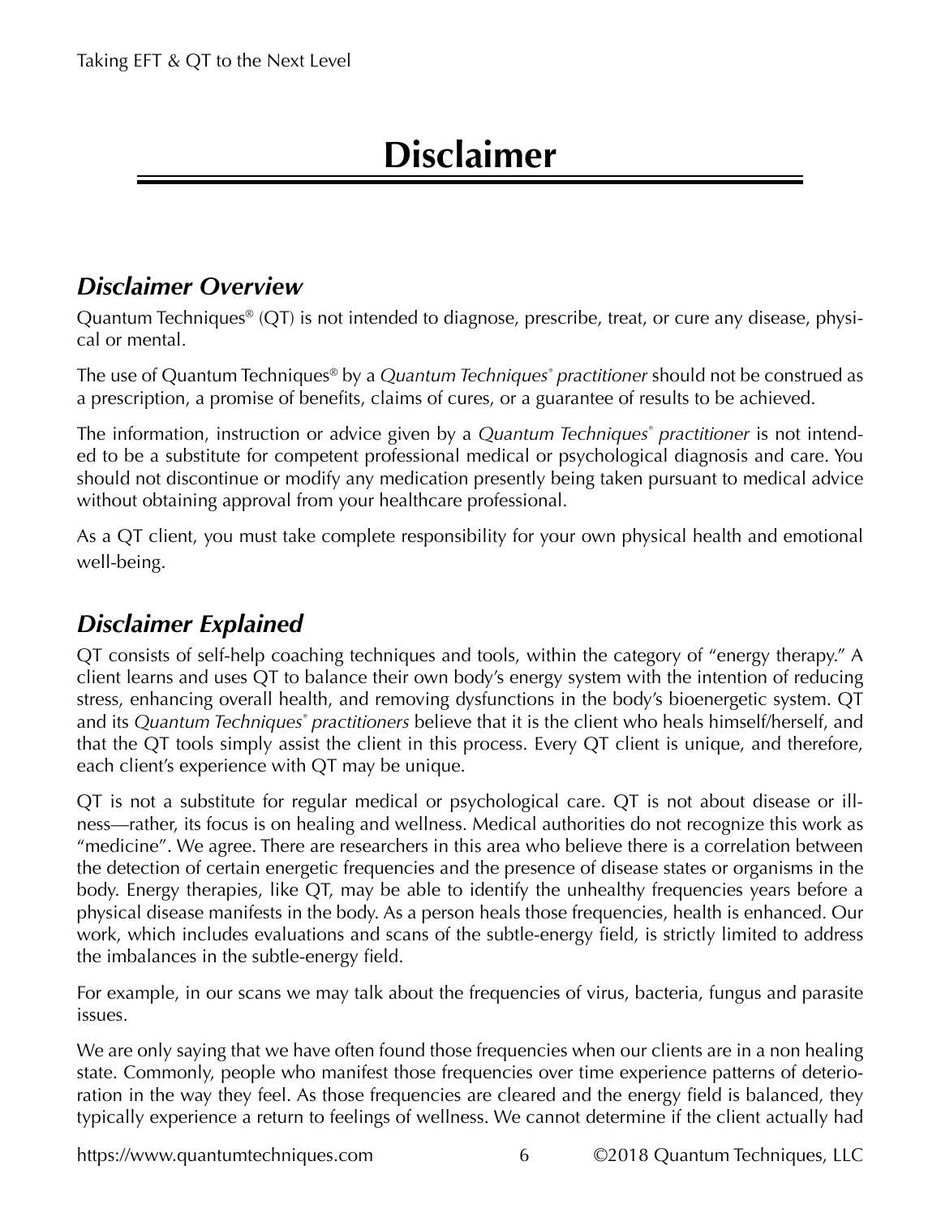# Disclaimer

## *Disclaimer Overview*

Quantum Techniques® (QT) is not intended to diagnose, prescribe, treat, or cure any disease, physical or mental.

The use of Quantum Techniques® by a *Quantum Techniques® practitioner* should not be construed as a prescription, a promise of benefits, claims of cures, or a guarantee of results to be achieved.

The information, instruction or advice given by a *Quantum Techniques® practitioner* is not intended to be a substitute for competent professional medical or psychological diagnosis and care. You should not discontinue or modify any medication presently being taken pursuant to medical advice without obtaining approval from your healthcare professional.

As a QT client, you must take complete responsibility for your own physical health and emotional well-being.

## *Disclaimer Explained*

QT consists of self-help coaching techniques and tools, within the category of "energy therapy." A client learns and uses QT to balance their own body's energy system with the intention of reducing stress, enhancing overall health, and removing dysfunctions in the body's bioenergetic system. QT and its *Quantum Techniques® practitioners* believe that it is the client who heals himself/herself, and that the QT tools simply assist the client in this process. Every QT client is unique, and therefore, each client's experience with QT may be unique.

QT is not a substitute for regular medical or psychological care. QT is not about disease or illness—rather, its focus is on healing and wellness. Medical authorities do not recognize this work as "medicine". We agree. There are researchers in this area who believe there is a correlation between the detection of certain energetic frequencies and the presence of disease states or organisms in the body. Energy therapies, like QT, may be able to identify the unhealthy frequencies years before a physical disease manifests in the body. As a person heals those frequencies, health is enhanced. Our work, which includes evaluations and scans of the subtle-energy field, is strictly limited to address the imbalances in the subtle-energy field.

For example, in our scans we may talk about the frequencies of virus, bacteria, fungus and parasite issues.

We are only saying that we have often found those frequencies when our clients are in a non healing state. Commonly, people who manifest those frequencies over time experience patterns of deterioration in the way they feel. As those frequencies are cleared and the energy field is balanced, they typically experience a return to feelings of wellness. We cannot determine if the client actually had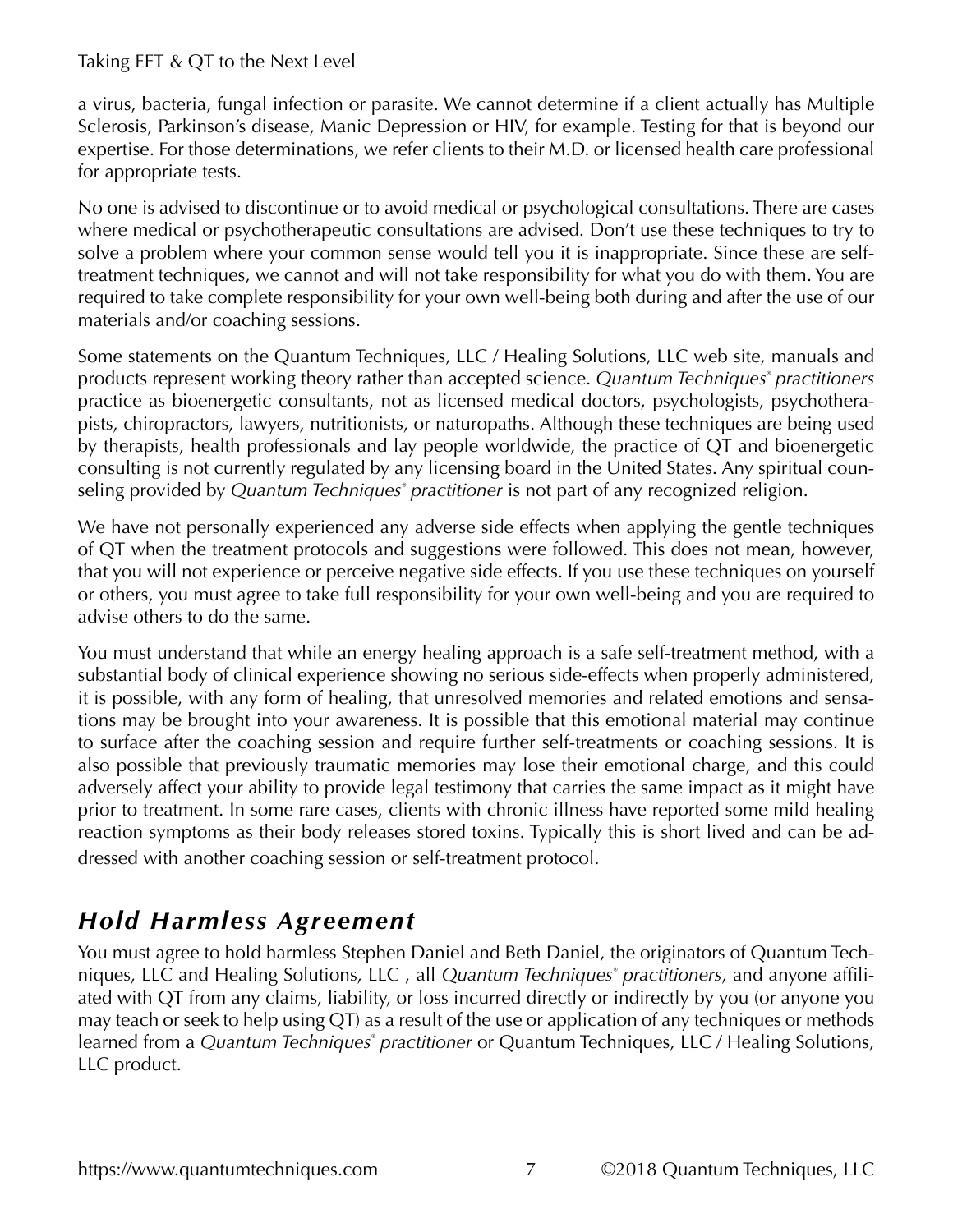a virus, bacteria, fungal infection or parasite. We cannot determine if a client actually has Multiple Sclerosis, Parkinson's disease, Manic Depression or HIV, for example. Testing for that is beyond our expertise. For those determinations, we refer clients to their M.D. or licensed health care professional for appropriate tests.

No one is advised to discontinue or to avoid medical or psychological consultations. There are cases where medical or psychotherapeutic consultations are advised. Don't use these techniques to try to solve a problem where your common sense would tell you it is inappropriate. Since these are self-treatment techniques, we cannot and will not take responsibility for what you do with them. You are required to take complete responsibility for your own well-being both during and after the use of our materials and/or coaching sessions.

Some statements on the Quantum Techniques, LLC / Healing Solutions, LLC web site, manuals and products represent working theory rather than accepted science. *Quantum Techniques® practitioners* practice as bioenergetic consultants, not as licensed medical doctors, psychologists, psychotherapists, chiropractors, lawyers, nutritionists, or naturopaths. Although these techniques are being used by therapists, health professionals and lay people worldwide, the practice of QT and bioenergetic consulting is not currently regulated by any licensing board in the United States. Any spiritual counseling provided by *Quantum Techniques® practitioner* is not part of any recognized religion.

We have not personally experienced any adverse side effects when applying the gentle techniques of QT when the treatment protocols and suggestions were followed. This does not mean, however, that you will not experience or perceive negative side effects. If you use these techniques on yourself or others, you must agree to take full responsibility for your own well-being and you are required to advise others to do the same.

You must understand that while an energy healing approach is a safe self-treatment method, with a substantial body of clinical experience showing no serious side-effects when properly administered, it is possible, with any form of healing, that unresolved memories and related emotions and sensations may be brought into your awareness. It is possible that this emotional material may continue to surface after the coaching session and require further self-treatments or coaching sessions. It is also possible that previously traumatic memories may lose their emotional charge, and this could adversely affect your ability to provide legal testimony that carries the same impact as it might have prior to treatment. In some rare cases, clients with chronic illness have reported some mild healing reaction symptoms as their body releases stored toxins. Typically this is short lived and can be addressed with another coaching session or self-treatment protocol.

## *Hold Harmless Agreement*

You must agree to hold harmless Stephen Daniel and Beth Daniel, the originators of Quantum Techniques, LLC and Healing Solutions, LLC , all *Quantum Techniques® practitioners*, and anyone affiliated with QT from any claims, liability, or loss incurred directly or indirectly by you (or anyone you may teach or seek to help using QT) as a result of the use or application of any techniques or methods learned from a *Quantum Techniques® practitioner* or Quantum Techniques, LLC / Healing Solutions, LLC product.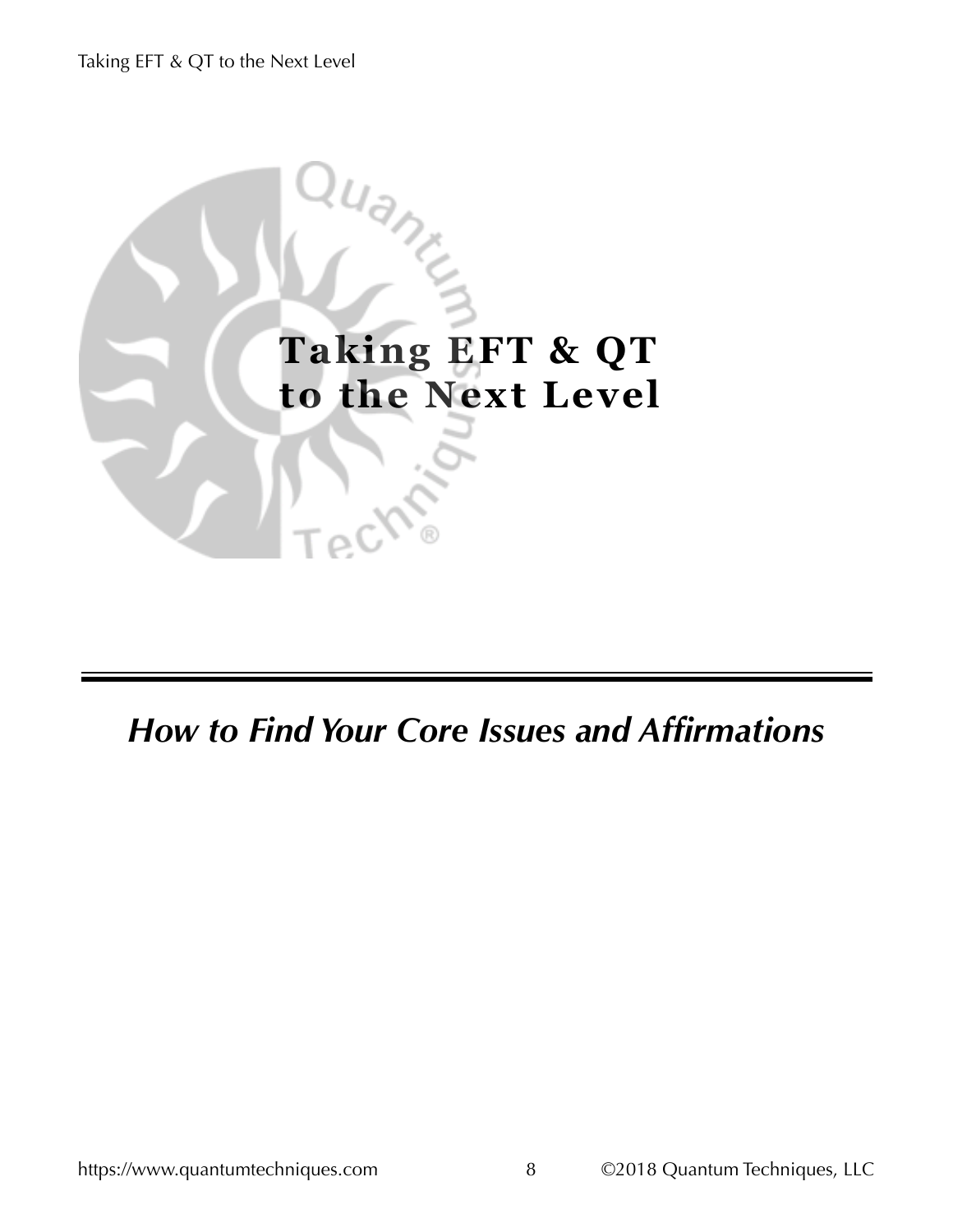# Taking EFT & QT to the Next Level

## *How to Find Your Core Issues and Affirmations*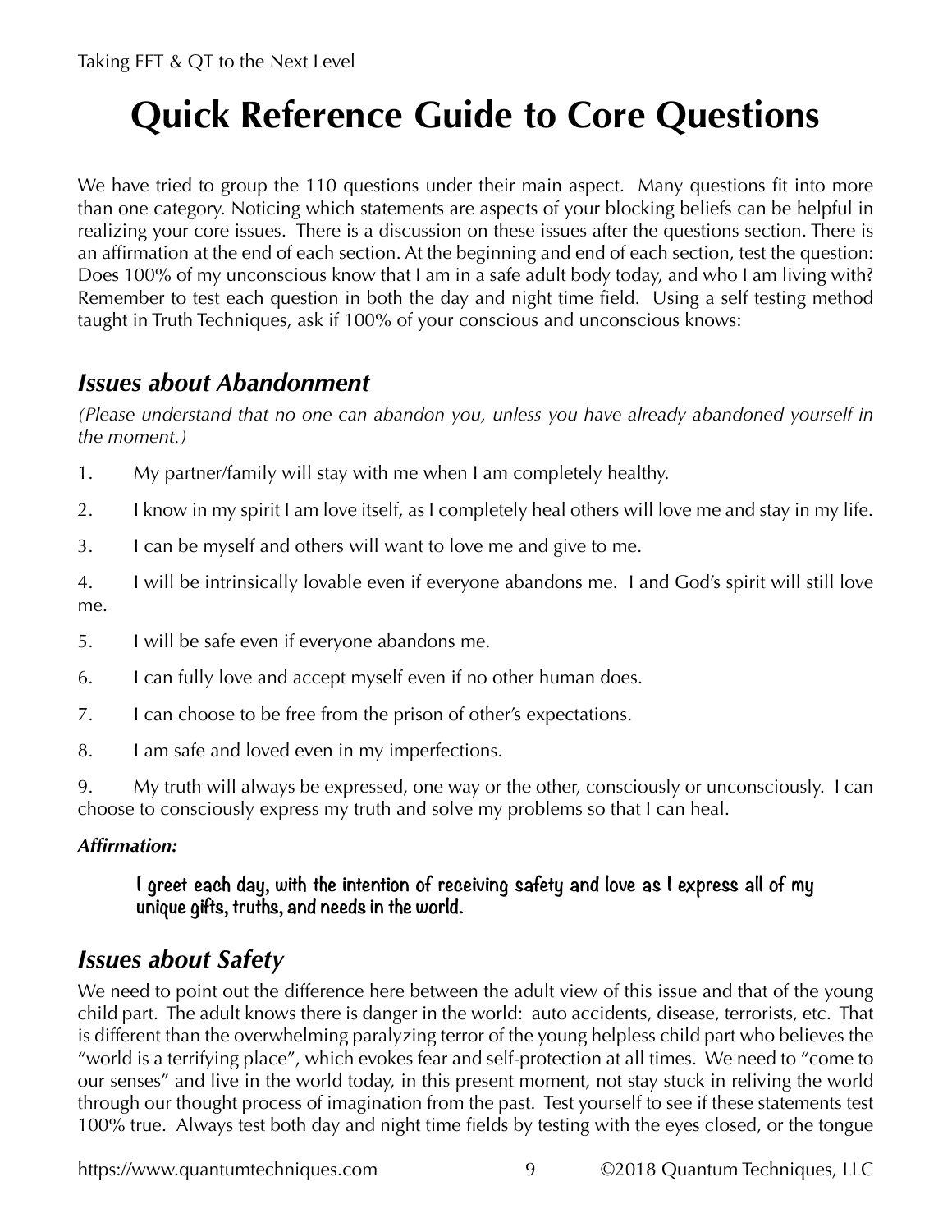# Quick Reference Guide to Core Questions

We have tried to group the 110 questions under their main aspect. Many questions fit into more than one category. Noticing which statements are aspects of your blocking beliefs can be helpful in realizing your core issues. There is a discussion on these issues after the questions section. There is an affirmation at the end of each section. At the beginning and end of each section, test the question: Does 100% of my unconscious know that I am in a safe adult body today, and who I am living with? Remember to test each question in both the day and night time field. Using a self testing method taught in Truth Techniques, ask if 100% of your conscious and unconscious knows:

## *Issues about Abandonment*

*(Please understand that no one can abandon you, unless you have already abandoned yourself in the moment.)*

1. My partner/family will stay with me when I am completely healthy.
2. I know in my spirit I am love itself, as I completely heal others will love me and stay in my life.
3. I can be myself and others will want to love me and give to me.
4. I will be intrinsically lovable even if everyone abandons me. I and God's spirit will still love me.
5. I will be safe even if everyone abandons me.
6. I can fully love and accept myself even if no other human does.
7. I can choose to be free from the prison of other's expectations.
8. I am safe and loved even in my imperfections.
9. My truth will always be expressed, one way or the other, consciously or unconsciously. I can choose to consciously express my truth and solve my problems so that I can heal.

***Affirmation:***

> **I greet each day, with the intention of receiving safety and love as I express all of my unique gifts, truths, and needs in the world.**

## *Issues about Safety*

We need to point out the difference here between the adult view of this issue and that of the young child part. The adult knows there is danger in the world: auto accidents, disease, terrorists, etc. That is different than the overwhelming paralyzing terror of the young helpless child part who believes the "world is a terrifying place", which evokes fear and self-protection at all times. We need to "come to our senses" and live in the world today, in this present moment, not stay stuck in reliving the world through our thought process of imagination from the past. Test yourself to see if these statements test 100% true. Always test both day and night time fields by testing with the eyes closed, or the tongue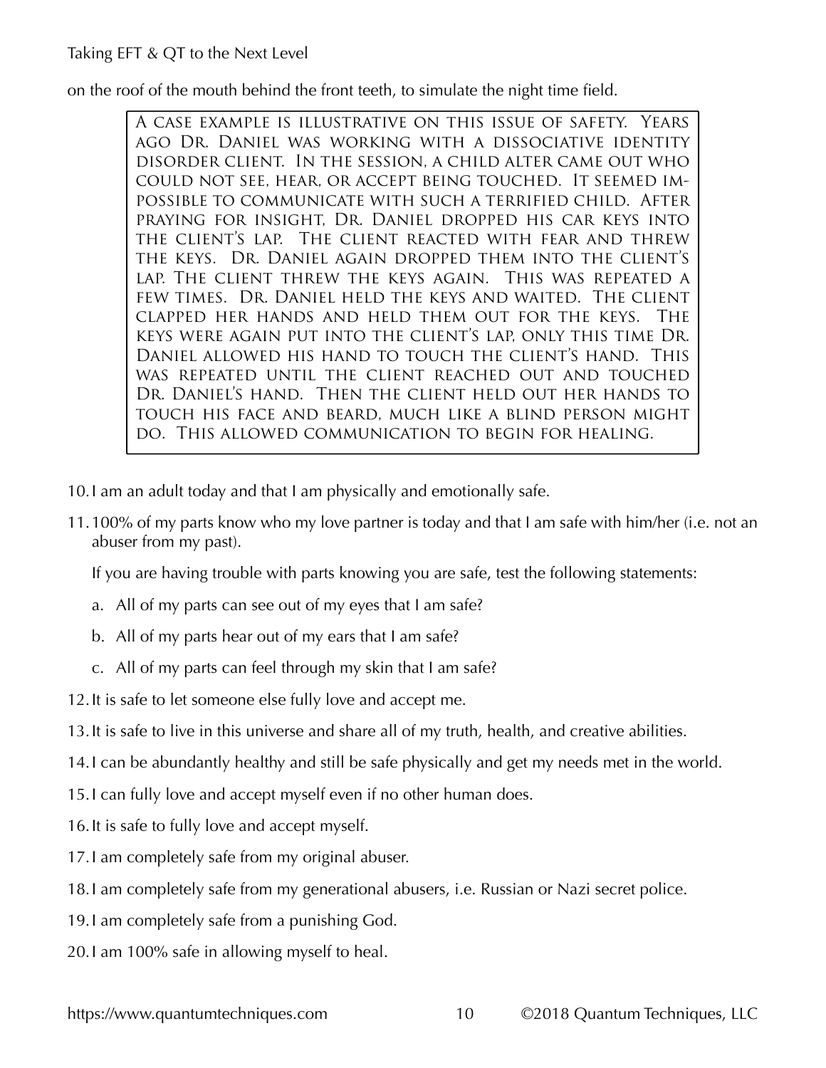on the roof of the mouth behind the front teeth, to simulate the night time field.

> A case example is illustrative on this issue of safety. Years ago Dr. Daniel was working with a dissociative identity disorder client. In the session, a child alter came out who could not see, hear, or accept being touched. It seemed impossible to communicate with such a terrified child. After praying for insight, Dr. Daniel dropped his car keys into the client's lap. The client reacted with fear and threw the keys. Dr. Daniel again dropped them into the client's lap. The client threw the keys again. This was repeated a few times. Dr. Daniel held the keys and waited. The client clapped her hands and held them out for the keys. The keys were again put into the client's lap, only this time Dr. Daniel allowed his hand to touch the client's hand. This was repeated until the client reached out and touched Dr. Daniel's hand. Then the client held out her hands to touch his face and beard, much like a blind person might do. This allowed communication to begin for healing.

10. I am an adult today and that I am physically and emotionally safe.
11. 100% of my parts know who my love partner is today and that I am safe with him/her (i.e. not an abuser from my past).

    If you are having trouble with parts knowing you are safe, test the following statements:

    a. All of my parts can see out of my eyes that I am safe?
    b. All of my parts hear out of my ears that I am safe?
    c. All of my parts can feel through my skin that I am safe?
12. It is safe to let someone else fully love and accept me.
13. It is safe to live in this universe and share all of my truth, health, and creative abilities.
14. I can be abundantly healthy and still be safe physically and get my needs met in the world.
15. I can fully love and accept myself even if no other human does.
16. It is safe to fully love and accept myself.
17. I am completely safe from my original abuser.
18. I am completely safe from my generational abusers, i.e. Russian or Nazi secret police.
19. I am completely safe from a punishing God.
20. I am 100% safe in allowing myself to heal.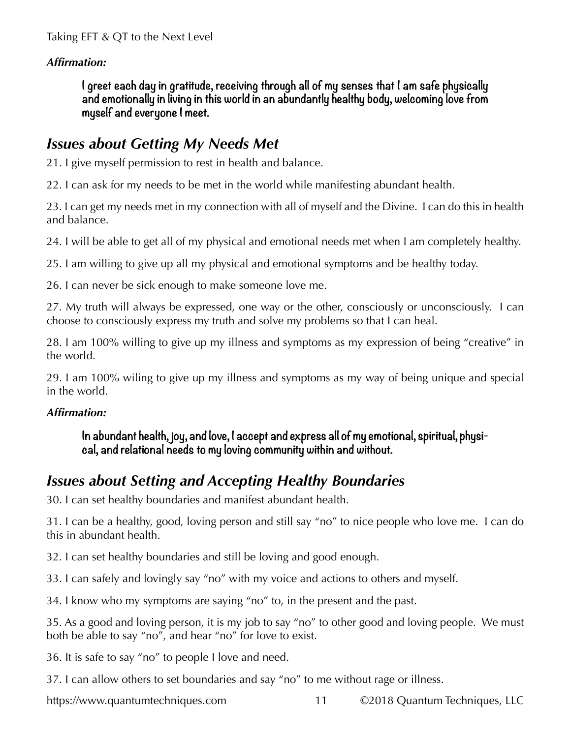***Affirmation:***

> **I greet each day in gratitude, receiving through all of my senses that I am safe physically and emotionally in living in this world in an abundantly healthy body, welcoming love from myself and everyone I meet.**

## *Issues about Getting My Needs Met*

21. I give myself permission to rest in health and balance.

22. I can ask for my needs to be met in the world while manifesting abundant health.

23. I can get my needs met in my connection with all of myself and the Divine. I can do this in health and balance.

24. I will be able to get all of my physical and emotional needs met when I am completely healthy.

25. I am willing to give up all my physical and emotional symptoms and be healthy today.

26. I can never be sick enough to make someone love me.

27. My truth will always be expressed, one way or the other, consciously or unconsciously. I can choose to consciously express my truth and solve my problems so that I can heal.

28. I am 100% willing to give up my illness and symptoms as my expression of being "creative" in the world.

29. I am 100% wiling to give up my illness and symptoms as my way of being unique and special in the world.

***Affirmation:***

> **In abundant health, joy, and love, I accept and express all of my emotional, spiritual, physical, and relational needs to my loving community within and without.**

## *Issues about Setting and Accepting Healthy Boundaries*

30. I can set healthy boundaries and manifest abundant health.

31. I can be a healthy, good, loving person and still say "no" to nice people who love me. I can do this in abundant health.

32. I can set healthy boundaries and still be loving and good enough.

33. I can safely and lovingly say "no" with my voice and actions to others and myself.

34. I know who my symptoms are saying "no" to, in the present and the past.

35. As a good and loving person, it is my job to say "no" to other good and loving people. We must both be able to say "no", and hear "no" for love to exist.

36. It is safe to say "no" to people I love and need.

37. I can allow others to set boundaries and say "no" to me without rage or illness.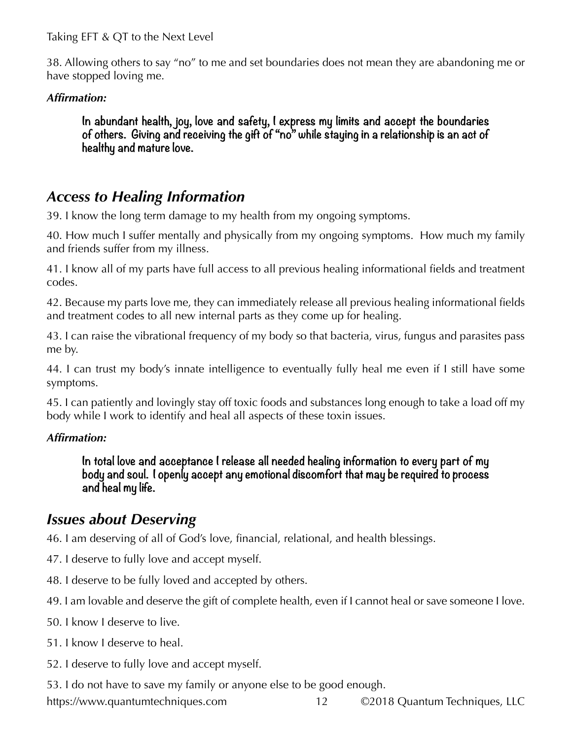38. Allowing others to say “no” to me and set boundaries does not mean they are abandoning me or have stopped loving me.

***Affirmation:***

> **In abundant health, joy, love and safety, I express my limits and accept the boundaries of others. Giving and receiving the gift of “no” while staying in a relationship is an act of healthy and mature love.**

## *Access to Healing Information*

39. I know the long term damage to my health from my ongoing symptoms.

40. How much I suffer mentally and physically from my ongoing symptoms. How much my family and friends suffer from my illness.

41. I know all of my parts have full access to all previous healing informational fields and treatment codes.

42. Because my parts love me, they can immediately release all previous healing informational fields and treatment codes to all new internal parts as they come up for healing.

43. I can raise the vibrational frequency of my body so that bacteria, virus, fungus and parasites pass me by.

44. I can trust my body’s innate intelligence to eventually fully heal me even if I still have some symptoms.

45. I can patiently and lovingly stay off toxic foods and substances long enough to take a load off my body while I work to identify and heal all aspects of these toxin issues.

***Affirmation:***

> **In total love and acceptance I release all needed healing information to every part of my body and soul. I openly accept any emotional discomfort that may be required to process and heal my life.**

## *Issues about Deserving*

46. I am deserving of all of God’s love, financial, relational, and health blessings.

47. I deserve to fully love and accept myself.

48. I deserve to be fully loved and accepted by others.

49. I am lovable and deserve the gift of complete health, even if I cannot heal or save someone I love.

50. I know I deserve to live.

51. I know I deserve to heal.

52. I deserve to fully love and accept myself.

53. I do not have to save my family or anyone else to be good enough.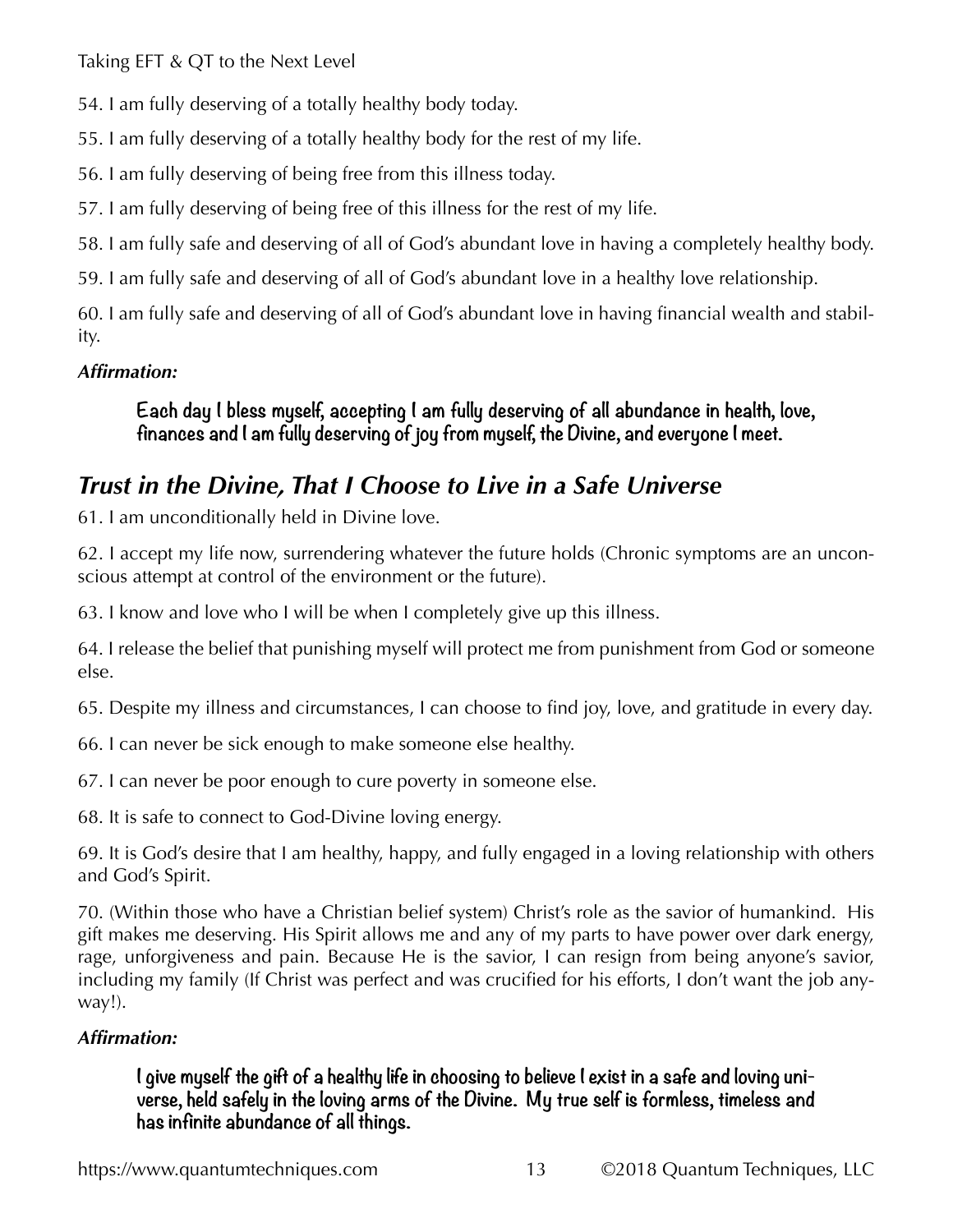54. I am fully deserving of a totally healthy body today.

55. I am fully deserving of a totally healthy body for the rest of my life.

56. I am fully deserving of being free from this illness today.

57. I am fully deserving of being free of this illness for the rest of my life.

58. I am fully safe and deserving of all of God's abundant love in having a completely healthy body.

59. I am fully safe and deserving of all of God's abundant love in a healthy love relationship.

60. I am fully safe and deserving of all of God's abundant love in having financial wealth and stability.

***Affirmation:***

> **Each day I bless myself, accepting I am fully deserving of all abundance in health, love, finances and I am fully deserving of joy from myself, the Divine, and everyone I meet.**

## *Trust in the Divine, That I Choose to Live in a Safe Universe*

61. I am unconditionally held in Divine love.

62. I accept my life now, surrendering whatever the future holds (Chronic symptoms are an unconscious attempt at control of the environment or the future).

63. I know and love who I will be when I completely give up this illness.

64. I release the belief that punishing myself will protect me from punishment from God or someone else.

65. Despite my illness and circumstances, I can choose to find joy, love, and gratitude in every day.

66. I can never be sick enough to make someone else healthy.

67. I can never be poor enough to cure poverty in someone else.

68. It is safe to connect to God-Divine loving energy.

69. It is God's desire that I am healthy, happy, and fully engaged in a loving relationship with others and God's Spirit.

70. (Within those who have a Christian belief system) Christ's role as the savior of humankind. His gift makes me deserving. His Spirit allows me and any of my parts to have power over dark energy, rage, unforgiveness and pain. Because He is the savior, I can resign from being anyone's savior, including my family (If Christ was perfect and was crucified for his efforts, I don't want the job anyway!).

***Affirmation:***

> **I give myself the gift of a healthy life in choosing to believe I exist in a safe and loving universe, held safely in the loving arms of the Divine. My true self is formless, timeless and has infinite abundance of all things.**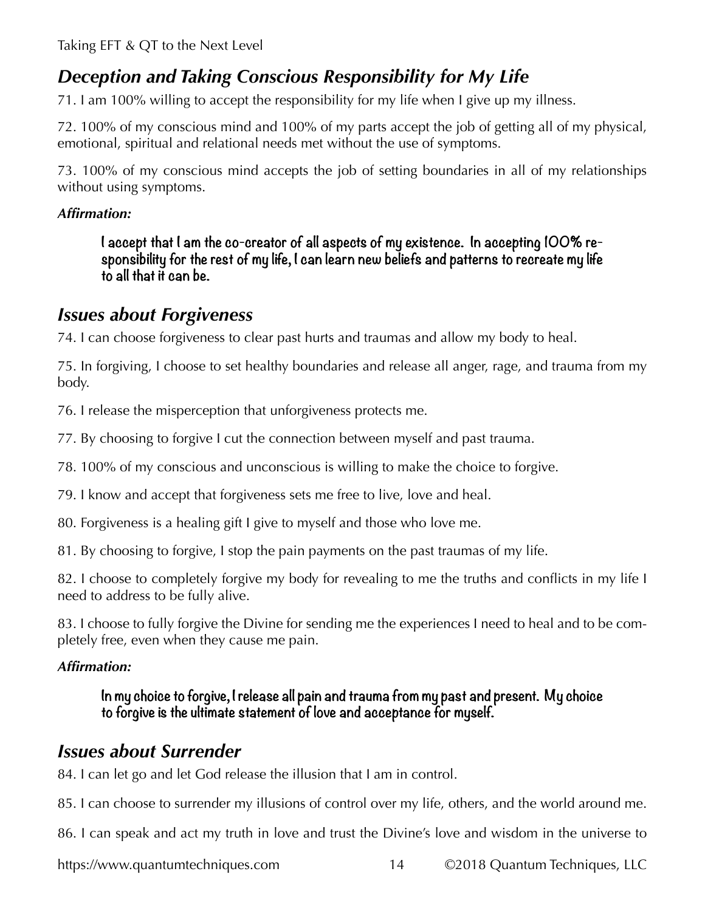## *Deception and Taking Conscious Responsibility for My Life*

71. I am 100% willing to accept the responsibility for my life when I give up my illness.

72. 100% of my conscious mind and 100% of my parts accept the job of getting all of my physical, emotional, spiritual and relational needs met without the use of symptoms.

73. 100% of my conscious mind accepts the job of setting boundaries in all of my relationships without using symptoms.

***Affirmation:***

> **I accept that I am the co-creator of all aspects of my existence. In accepting 100% responsibility for the rest of my life, I can learn new beliefs and patterns to recreate my life to all that it can be.**

## *Issues about Forgiveness*

74. I can choose forgiveness to clear past hurts and traumas and allow my body to heal.

75. In forgiving, I choose to set healthy boundaries and release all anger, rage, and trauma from my body.

76. I release the misperception that unforgiveness protects me.

77. By choosing to forgive I cut the connection between myself and past trauma.

78. 100% of my conscious and unconscious is willing to make the choice to forgive.

79. I know and accept that forgiveness sets me free to live, love and heal.

80. Forgiveness is a healing gift I give to myself and those who love me.

81. By choosing to forgive, I stop the pain payments on the past traumas of my life.

82. I choose to completely forgive my body for revealing to me the truths and conflicts in my life I need to address to be fully alive.

83. I choose to fully forgive the Divine for sending me the experiences I need to heal and to be completely free, even when they cause me pain.

***Affirmation:***

> **In my choice to forgive, I release all pain and trauma from my past and present. My choice to forgive is the ultimate statement of love and acceptance for myself.**

## *Issues about Surrender*

84. I can let go and let God release the illusion that I am in control.

85. I can choose to surrender my illusions of control over my life, others, and the world around me.

86. I can speak and act my truth in love and trust the Divine's love and wisdom in the universe to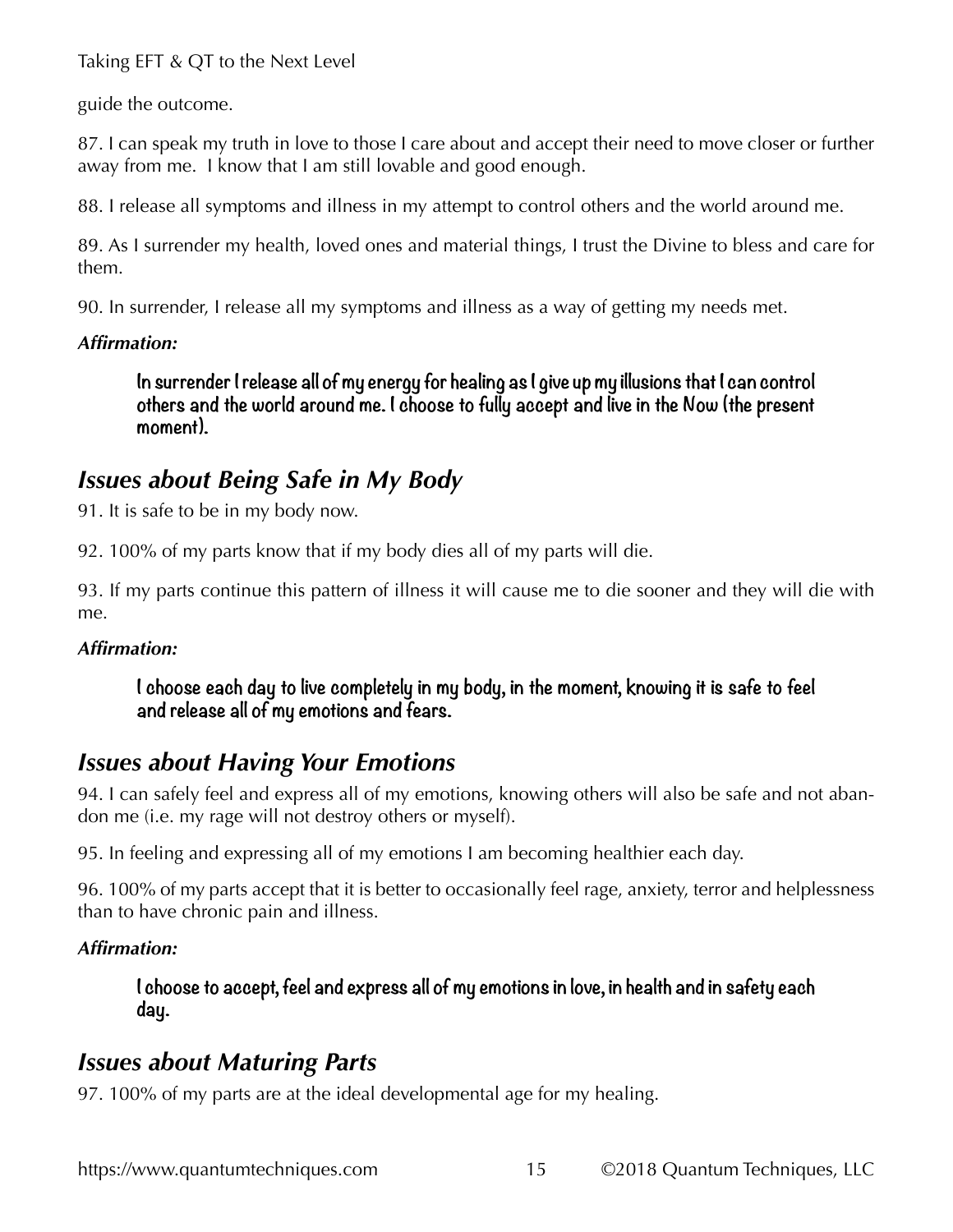guide the outcome.

87. I can speak my truth in love to those I care about and accept their need to move closer or further away from me. I know that I am still lovable and good enough.

88. I release all symptoms and illness in my attempt to control others and the world around me.

89. As I surrender my health, loved ones and material things, I trust the Divine to bless and care for them.

90. In surrender, I release all my symptoms and illness as a way of getting my needs met.

***Affirmation:***

> **In surrender I release all of my energy for healing as I give up my illusions that I can control others and the world around me. I choose to fully accept and live in the Now (the present moment).**

## *Issues about Being Safe in My Body*

91. It is safe to be in my body now.

92. 100% of my parts know that if my body dies all of my parts will die.

93. If my parts continue this pattern of illness it will cause me to die sooner and they will die with me.

***Affirmation:***

> **I choose each day to live completely in my body, in the moment, knowing it is safe to feel and release all of my emotions and fears.**

## *Issues about Having Your Emotions*

94. I can safely feel and express all of my emotions, knowing others will also be safe and not abandon me (i.e. my rage will not destroy others or myself).

95. In feeling and expressing all of my emotions I am becoming healthier each day.

96. 100% of my parts accept that it is better to occasionally feel rage, anxiety, terror and helplessness than to have chronic pain and illness.

***Affirmation:***

> **I choose to accept, feel and express all of my emotions in love, in health and in safety each day.**

## *Issues about Maturing Parts*

97. 100% of my parts are at the ideal developmental age for my healing.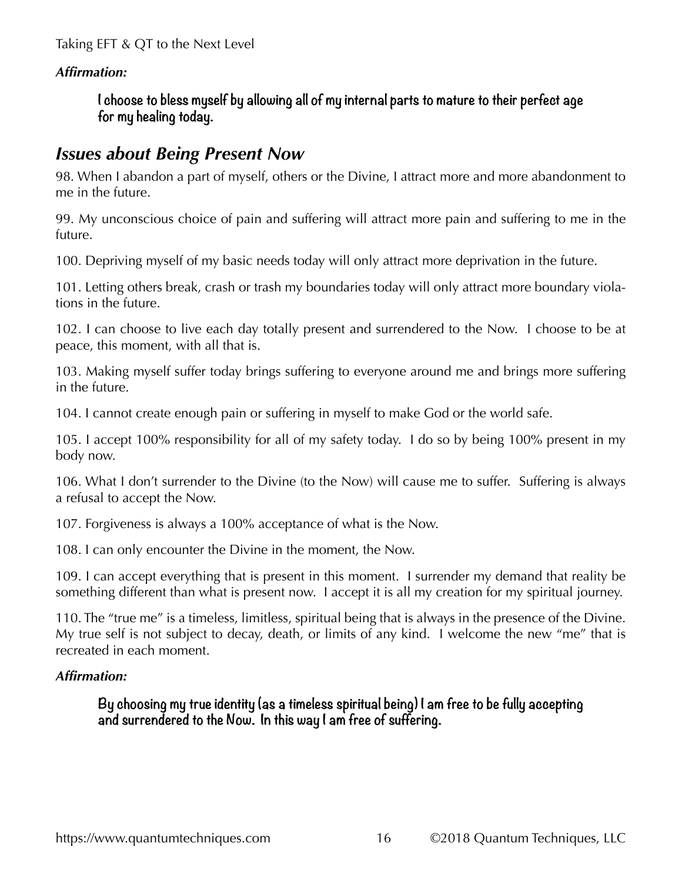***Affirmation:***

> **I choose to bless myself by allowing all of my internal parts to mature to their perfect age for my healing today.**

## *Issues about Being Present Now*

98. When I abandon a part of myself, others or the Divine, I attract more and more abandonment to me in the future.

99. My unconscious choice of pain and suffering will attract more pain and suffering to me in the future.

100. Depriving myself of my basic needs today will only attract more deprivation in the future.

101. Letting others break, crash or trash my boundaries today will only attract more boundary violations in the future.

102. I can choose to live each day totally present and surrendered to the Now. I choose to be at peace, this moment, with all that is.

103. Making myself suffer today brings suffering to everyone around me and brings more suffering in the future.

104. I cannot create enough pain or suffering in myself to make God or the world safe.

105. I accept 100% responsibility for all of my safety today. I do so by being 100% present in my body now.

106. What I don't surrender to the Divine (to the Now) will cause me to suffer. Suffering is always a refusal to accept the Now.

107. Forgiveness is always a 100% acceptance of what is the Now.

108. I can only encounter the Divine in the moment, the Now.

109. I can accept everything that is present in this moment. I surrender my demand that reality be something different than what is present now. I accept it is all my creation for my spiritual journey.

110. The "true me" is a timeless, limitless, spiritual being that is always in the presence of the Divine. My true self is not subject to decay, death, or limits of any kind. I welcome the new "me" that is recreated in each moment.

***Affirmation:***

> **By choosing my true identity (as a timeless spiritual being) I am free to be fully accepting and surrendered to the Now. In this way I am free of suffering.**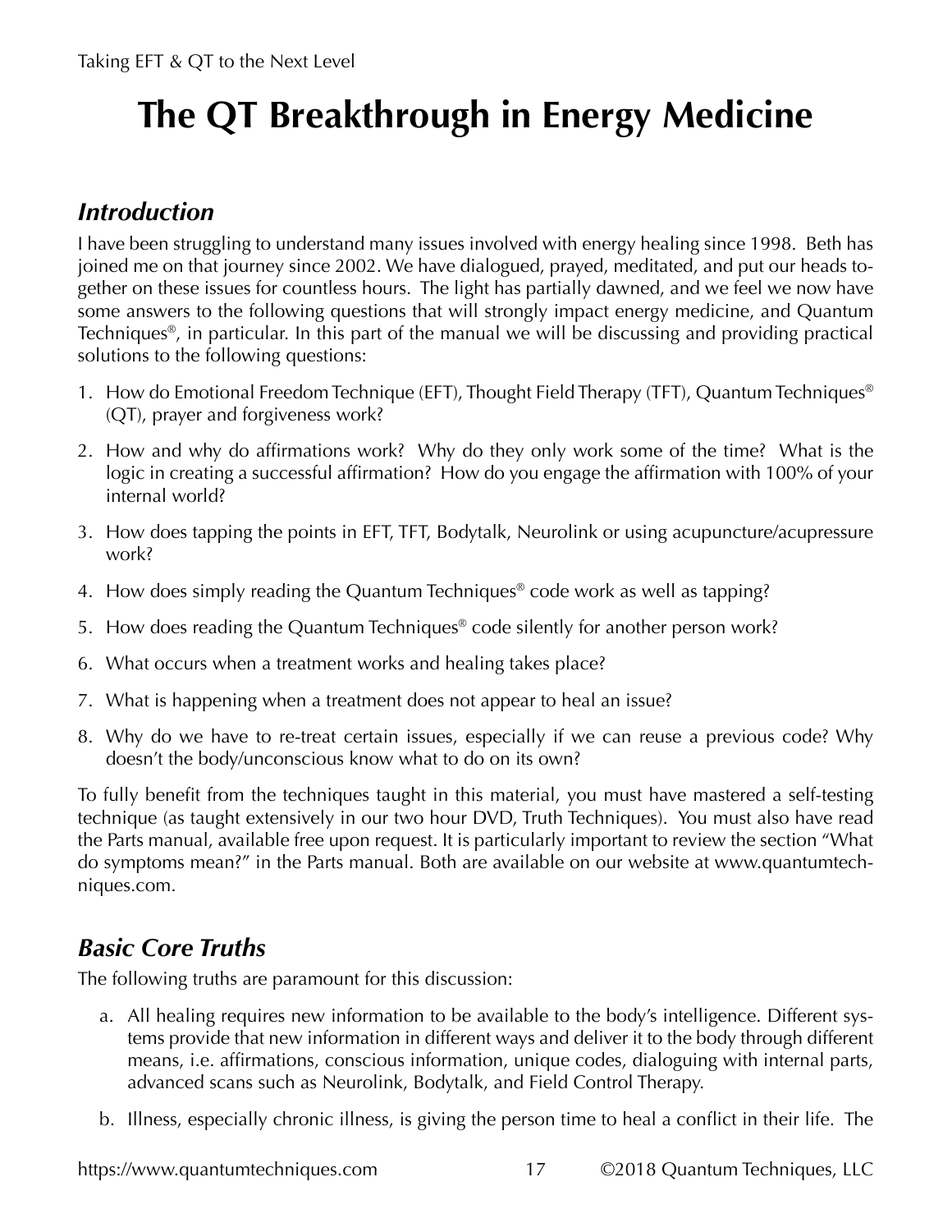# The QT Breakthrough in Energy Medicine

## *Introduction*

I have been struggling to understand many issues involved with energy healing since 1998. Beth has joined me on that journey since 2002. We have dialogued, prayed, meditated, and put our heads together on these issues for countless hours. The light has partially dawned, and we feel we now have some answers to the following questions that will strongly impact energy medicine, and Quantum Techniques®, in particular. In this part of the manual we will be discussing and providing practical solutions to the following questions:

1. How do Emotional Freedom Technique (EFT), Thought Field Therapy (TFT), Quantum Techniques® (QT), prayer and forgiveness work?
2. How and why do affirmations work? Why do they only work some of the time? What is the logic in creating a successful affirmation? How do you engage the affirmation with 100% of your internal world?
3. How does tapping the points in EFT, TFT, Bodytalk, Neurolink or using acupuncture/acupressure work?
4. How does simply reading the Quantum Techniques® code work as well as tapping?
5. How does reading the Quantum Techniques® code silently for another person work?
6. What occurs when a treatment works and healing takes place?
7. What is happening when a treatment does not appear to heal an issue?
8. Why do we have to re-treat certain issues, especially if we can reuse a previous code? Why doesn't the body/unconscious know what to do on its own?

To fully benefit from the techniques taught in this material, you must have mastered a self-testing technique (as taught extensively in our two hour DVD, Truth Techniques). You must also have read the Parts manual, available free upon request. It is particularly important to review the section "What do symptoms mean?" in the Parts manual. Both are available on our website at www.quantumtechniques.com.

## *Basic Core Truths*

The following truths are paramount for this discussion:

a. All healing requires new information to be available to the body's intelligence. Different systems provide that new information in different ways and deliver it to the body through different means, i.e. affirmations, conscious information, unique codes, dialoguing with internal parts, advanced scans such as Neurolink, Bodytalk, and Field Control Therapy.

b. Illness, especially chronic illness, is giving the person time to heal a conflict in their life. The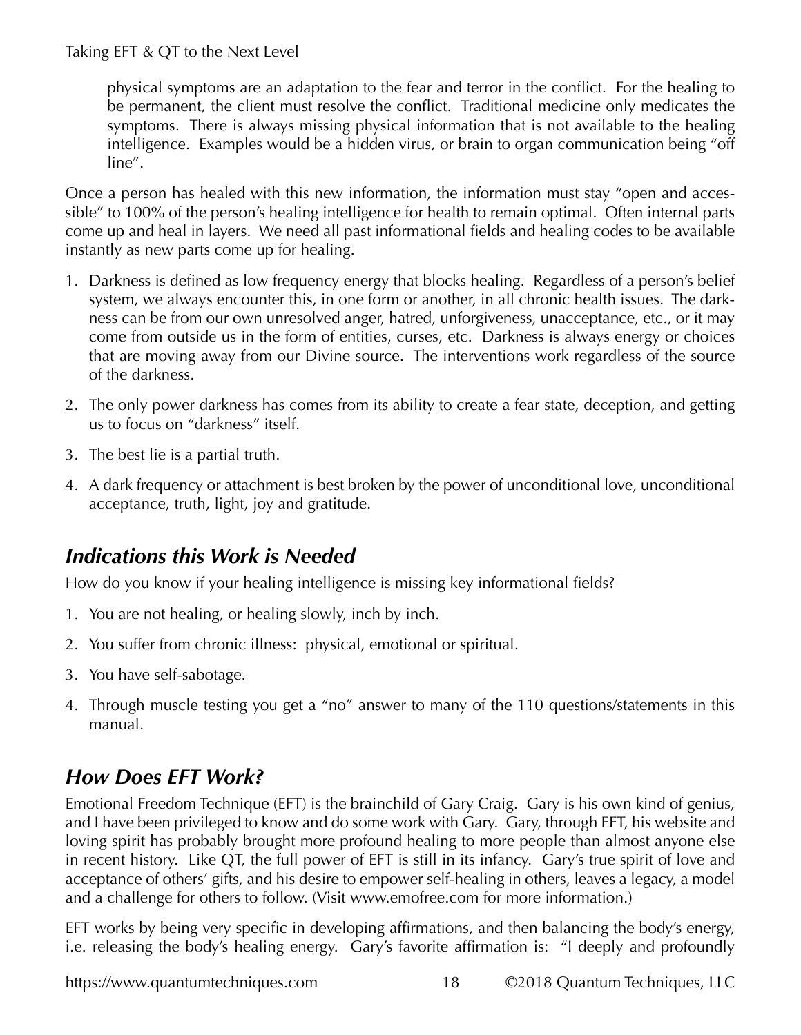physical symptoms are an adaptation to the fear and terror in the conflict. For the healing to be permanent, the client must resolve the conflict. Traditional medicine only medicates the symptoms. There is always missing physical information that is not available to the healing intelligence. Examples would be a hidden virus, or brain to organ communication being "off line".

Once a person has healed with this new information, the information must stay "open and accessible" to 100% of the person's healing intelligence for health to remain optimal. Often internal parts come up and heal in layers. We need all past informational fields and healing codes to be available instantly as new parts come up for healing.

1. Darkness is defined as low frequency energy that blocks healing. Regardless of a person's belief system, we always encounter this, in one form or another, in all chronic health issues. The darkness can be from our own unresolved anger, hatred, unforgiveness, unacceptance, etc., or it may come from outside us in the form of entities, curses, etc. Darkness is always energy or choices that are moving away from our Divine source. The interventions work regardless of the source of the darkness.
2. The only power darkness has comes from its ability to create a fear state, deception, and getting us to focus on "darkness" itself.
3. The best lie is a partial truth.
4. A dark frequency or attachment is best broken by the power of unconditional love, unconditional acceptance, truth, light, joy and gratitude.

## *Indications this Work is Needed*

How do you know if your healing intelligence is missing key informational fields?

1. You are not healing, or healing slowly, inch by inch.
2. You suffer from chronic illness: physical, emotional or spiritual.
3. You have self-sabotage.
4. Through muscle testing you get a "no" answer to many of the 110 questions/statements in this manual.

## *How Does EFT Work?*

Emotional Freedom Technique (EFT) is the brainchild of Gary Craig. Gary is his own kind of genius, and I have been privileged to know and do some work with Gary. Gary, through EFT, his website and loving spirit has probably brought more profound healing to more people than almost anyone else in recent history. Like QT, the full power of EFT is still in its infancy. Gary's true spirit of love and acceptance of others' gifts, and his desire to empower self-healing in others, leaves a legacy, a model and a challenge for others to follow. (Visit www.emofree.com for more information.)

EFT works by being very specific in developing affirmations, and then balancing the body's energy, i.e. releasing the body's healing energy. Gary's favorite affirmation is: "I deeply and profoundly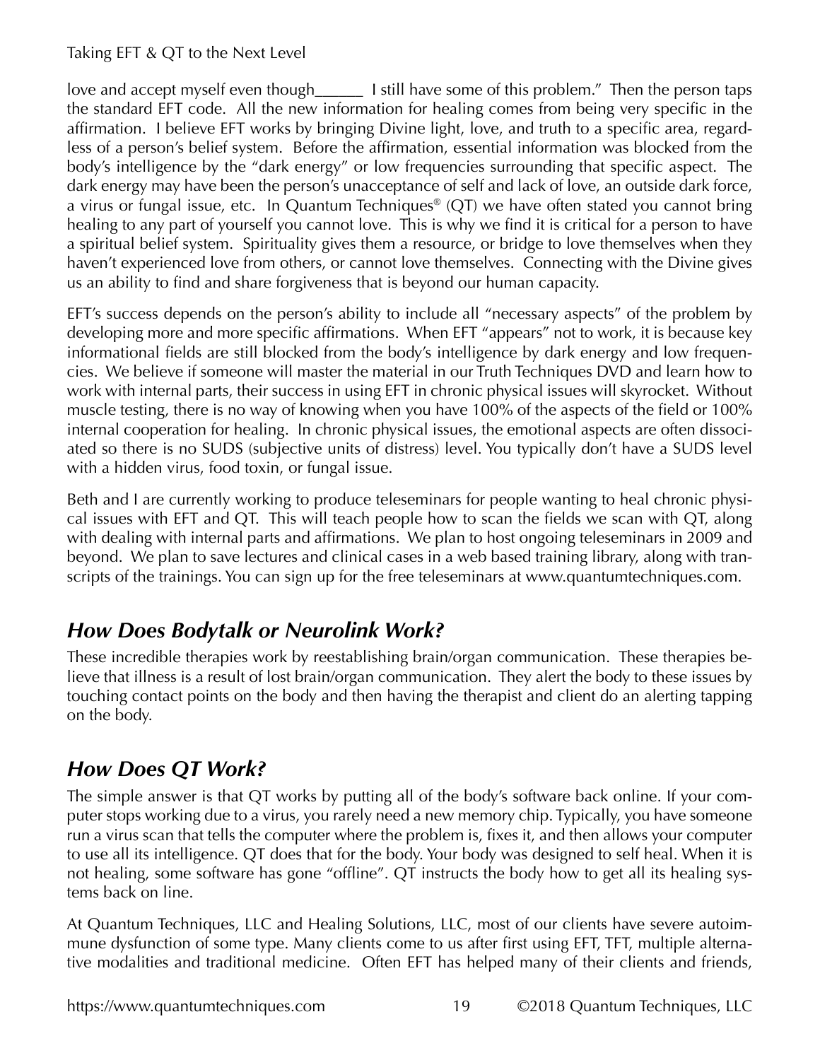love and accept myself even though______ I still have some of this problem." Then the person taps the standard EFT code. All the new information for healing comes from being very specific in the affirmation. I believe EFT works by bringing Divine light, love, and truth to a specific area, regardless of a person's belief system. Before the affirmation, essential information was blocked from the body's intelligence by the "dark energy" or low frequencies surrounding that specific aspect. The dark energy may have been the person's unacceptance of self and lack of love, an outside dark force, a virus or fungal issue, etc. In Quantum Techniques® (QT) we have often stated you cannot bring healing to any part of yourself you cannot love. This is why we find it is critical for a person to have a spiritual belief system. Spirituality gives them a resource, or bridge to love themselves when they haven't experienced love from others, or cannot love themselves. Connecting with the Divine gives us an ability to find and share forgiveness that is beyond our human capacity.

EFT's success depends on the person's ability to include all "necessary aspects" of the problem by developing more and more specific affirmations. When EFT "appears" not to work, it is because key informational fields are still blocked from the body's intelligence by dark energy and low frequencies. We believe if someone will master the material in our Truth Techniques DVD and learn how to work with internal parts, their success in using EFT in chronic physical issues will skyrocket. Without muscle testing, there is no way of knowing when you have 100% of the aspects of the field or 100% internal cooperation for healing. In chronic physical issues, the emotional aspects are often dissociated so there is no SUDS (subjective units of distress) level. You typically don't have a SUDS level with a hidden virus, food toxin, or fungal issue.

Beth and I are currently working to produce teleseminars for people wanting to heal chronic physical issues with EFT and QT. This will teach people how to scan the fields we scan with QT, along with dealing with internal parts and affirmations. We plan to host ongoing teleseminars in 2009 and beyond. We plan to save lectures and clinical cases in a web based training library, along with transcripts of the trainings. You can sign up for the free teleseminars at www.quantumtechniques.com.

## *How Does Bodytalk or Neurolink Work?*

These incredible therapies work by reestablishing brain/organ communication. These therapies believe that illness is a result of lost brain/organ communication. They alert the body to these issues by touching contact points on the body and then having the therapist and client do an alerting tapping on the body.

## *How Does QT Work?*

The simple answer is that QT works by putting all of the body's software back online. If your computer stops working due to a virus, you rarely need a new memory chip. Typically, you have someone run a virus scan that tells the computer where the problem is, fixes it, and then allows your computer to use all its intelligence. QT does that for the body. Your body was designed to self heal. When it is not healing, some software has gone "offline". QT instructs the body how to get all its healing systems back on line.

At Quantum Techniques, LLC and Healing Solutions, LLC, most of our clients have severe autoimmune dysfunction of some type. Many clients come to us after first using EFT, TFT, multiple alternative modalities and traditional medicine. Often EFT has helped many of their clients and friends,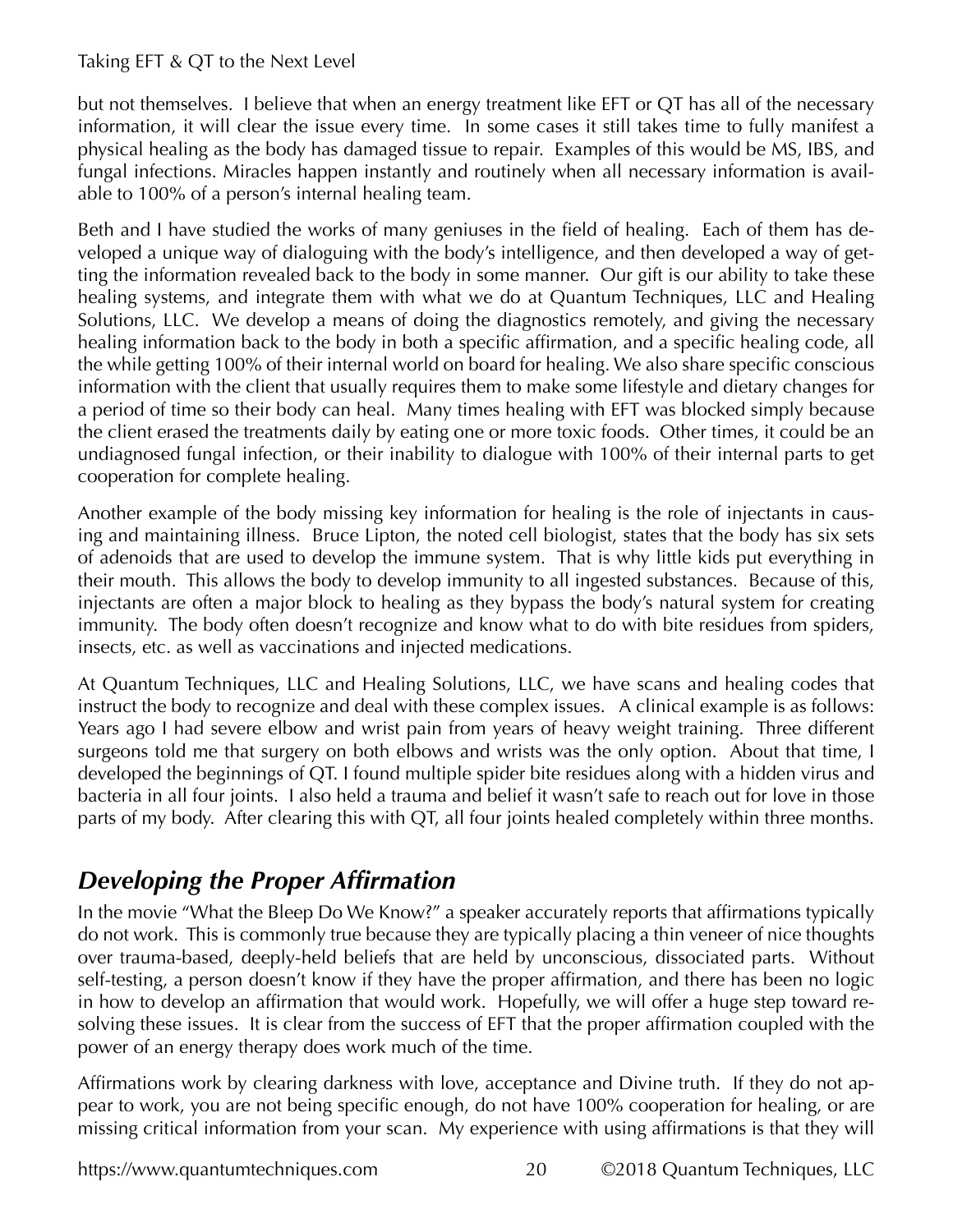but not themselves. I believe that when an energy treatment like EFT or QT has all of the necessary information, it will clear the issue every time. In some cases it still takes time to fully manifest a physical healing as the body has damaged tissue to repair. Examples of this would be MS, IBS, and fungal infections. Miracles happen instantly and routinely when all necessary information is available to 100% of a person's internal healing team.

Beth and I have studied the works of many geniuses in the field of healing. Each of them has developed a unique way of dialoguing with the body's intelligence, and then developed a way of getting the information revealed back to the body in some manner. Our gift is our ability to take these healing systems, and integrate them with what we do at Quantum Techniques, LLC and Healing Solutions, LLC. We develop a means of doing the diagnostics remotely, and giving the necessary healing information back to the body in both a specific affirmation, and a specific healing code, all the while getting 100% of their internal world on board for healing. We also share specific conscious information with the client that usually requires them to make some lifestyle and dietary changes for a period of time so their body can heal. Many times healing with EFT was blocked simply because the client erased the treatments daily by eating one or more toxic foods. Other times, it could be an undiagnosed fungal infection, or their inability to dialogue with 100% of their internal parts to get cooperation for complete healing.

Another example of the body missing key information for healing is the role of injectants in causing and maintaining illness. Bruce Lipton, the noted cell biologist, states that the body has six sets of adenoids that are used to develop the immune system. That is why little kids put everything in their mouth. This allows the body to develop immunity to all ingested substances. Because of this, injectants are often a major block to healing as they bypass the body's natural system for creating immunity. The body often doesn't recognize and know what to do with bite residues from spiders, insects, etc. as well as vaccinations and injected medications.

At Quantum Techniques, LLC and Healing Solutions, LLC, we have scans and healing codes that instruct the body to recognize and deal with these complex issues. A clinical example is as follows: Years ago I had severe elbow and wrist pain from years of heavy weight training. Three different surgeons told me that surgery on both elbows and wrists was the only option. About that time, I developed the beginnings of QT. I found multiple spider bite residues along with a hidden virus and bacteria in all four joints. I also held a trauma and belief it wasn't safe to reach out for love in those parts of my body. After clearing this with QT, all four joints healed completely within three months.

## *Developing the Proper Affirmation*

In the movie "What the Bleep Do We Know?" a speaker accurately reports that affirmations typically do not work. This is commonly true because they are typically placing a thin veneer of nice thoughts over trauma-based, deeply-held beliefs that are held by unconscious, dissociated parts. Without self-testing, a person doesn't know if they have the proper affirmation, and there has been no logic in how to develop an affirmation that would work. Hopefully, we will offer a huge step toward resolving these issues. It is clear from the success of EFT that the proper affirmation coupled with the power of an energy therapy does work much of the time.

Affirmations work by clearing darkness with love, acceptance and Divine truth. If they do not appear to work, you are not being specific enough, do not have 100% cooperation for healing, or are missing critical information from your scan. My experience with using affirmations is that they will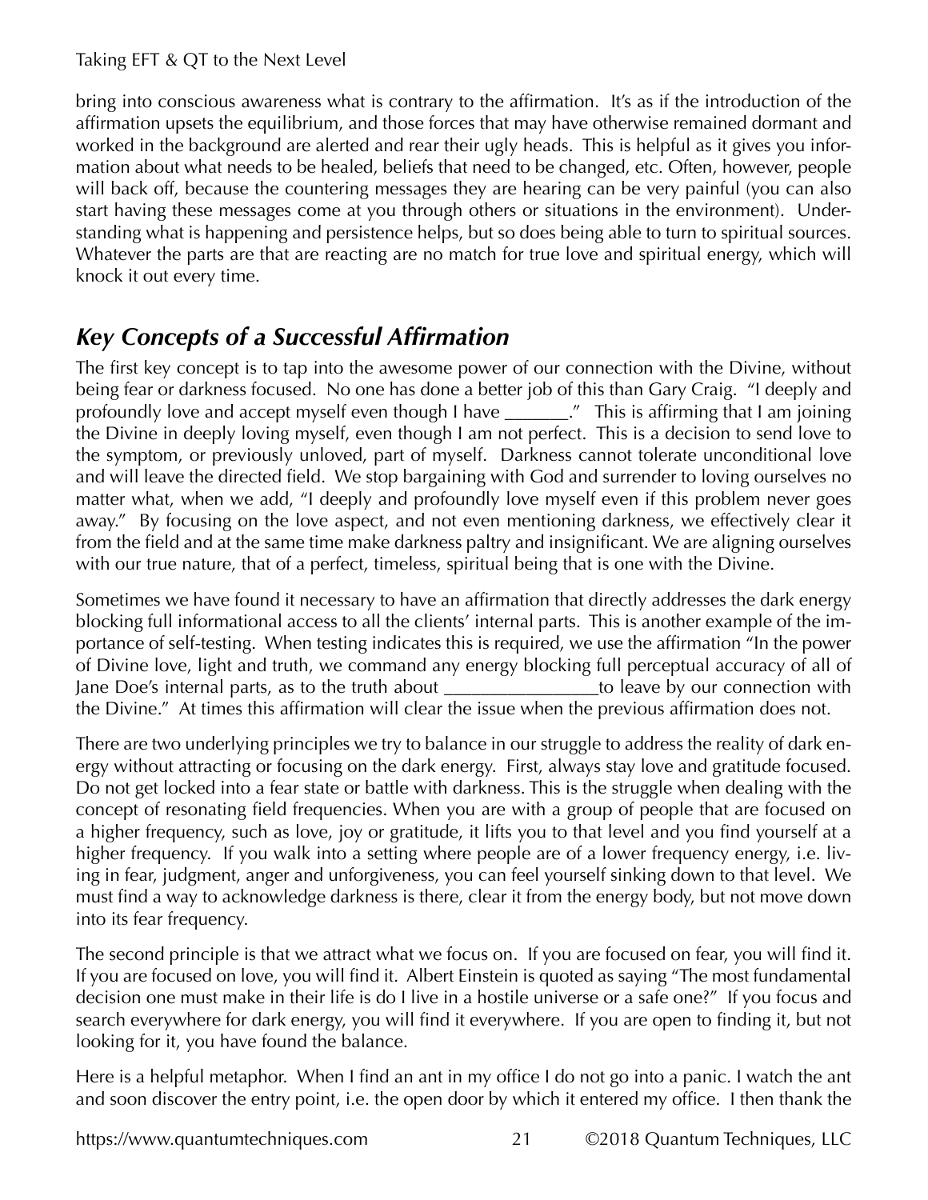bring into conscious awareness what is contrary to the affirmation. It's as if the introduction of the affirmation upsets the equilibrium, and those forces that may have otherwise remained dormant and worked in the background are alerted and rear their ugly heads. This is helpful as it gives you information about what needs to be healed, beliefs that need to be changed, etc. Often, however, people will back off, because the countering messages they are hearing can be very painful (you can also start having these messages come at you through others or situations in the environment). Understanding what is happening and persistence helps, but so does being able to turn to spiritual sources. Whatever the parts are that are reacting are no match for true love and spiritual energy, which will knock it out every time.

## *Key Concepts of a Successful Affirmation*

The first key concept is to tap into the awesome power of our connection with the Divine, without being fear or darkness focused. No one has done a better job of this than Gary Craig. "I deeply and profoundly love and accept myself even though I have _______." This is affirming that I am joining the Divine in deeply loving myself, even though I am not perfect. This is a decision to send love to the symptom, or previously unloved, part of myself. Darkness cannot tolerate unconditional love and will leave the directed field. We stop bargaining with God and surrender to loving ourselves no matter what, when we add, "I deeply and profoundly love myself even if this problem never goes away." By focusing on the love aspect, and not even mentioning darkness, we effectively clear it from the field and at the same time make darkness paltry and insignificant. We are aligning ourselves with our true nature, that of a perfect, timeless, spiritual being that is one with the Divine.

Sometimes we have found it necessary to have an affirmation that directly addresses the dark energy blocking full informational access to all the clients' internal parts. This is another example of the importance of self-testing. When testing indicates this is required, we use the affirmation "In the power of Divine love, light and truth, we command any energy blocking full perceptual accuracy of all of Jane Doe's internal parts, as to the truth about ________________to leave by our connection with the Divine." At times this affirmation will clear the issue when the previous affirmation does not.

There are two underlying principles we try to balance in our struggle to address the reality of dark energy without attracting or focusing on the dark energy. First, always stay love and gratitude focused. Do not get locked into a fear state or battle with darkness. This is the struggle when dealing with the concept of resonating field frequencies. When you are with a group of people that are focused on a higher frequency, such as love, joy or gratitude, it lifts you to that level and you find yourself at a higher frequency. If you walk into a setting where people are of a lower frequency energy, i.e. living in fear, judgment, anger and unforgiveness, you can feel yourself sinking down to that level. We must find a way to acknowledge darkness is there, clear it from the energy body, but not move down into its fear frequency.

The second principle is that we attract what we focus on. If you are focused on fear, you will find it. If you are focused on love, you will find it. Albert Einstein is quoted as saying "The most fundamental decision one must make in their life is do I live in a hostile universe or a safe one?" If you focus and search everywhere for dark energy, you will find it everywhere. If you are open to finding it, but not looking for it, you have found the balance.

Here is a helpful metaphor. When I find an ant in my office I do not go into a panic. I watch the ant and soon discover the entry point, i.e. the open door by which it entered my office. I then thank the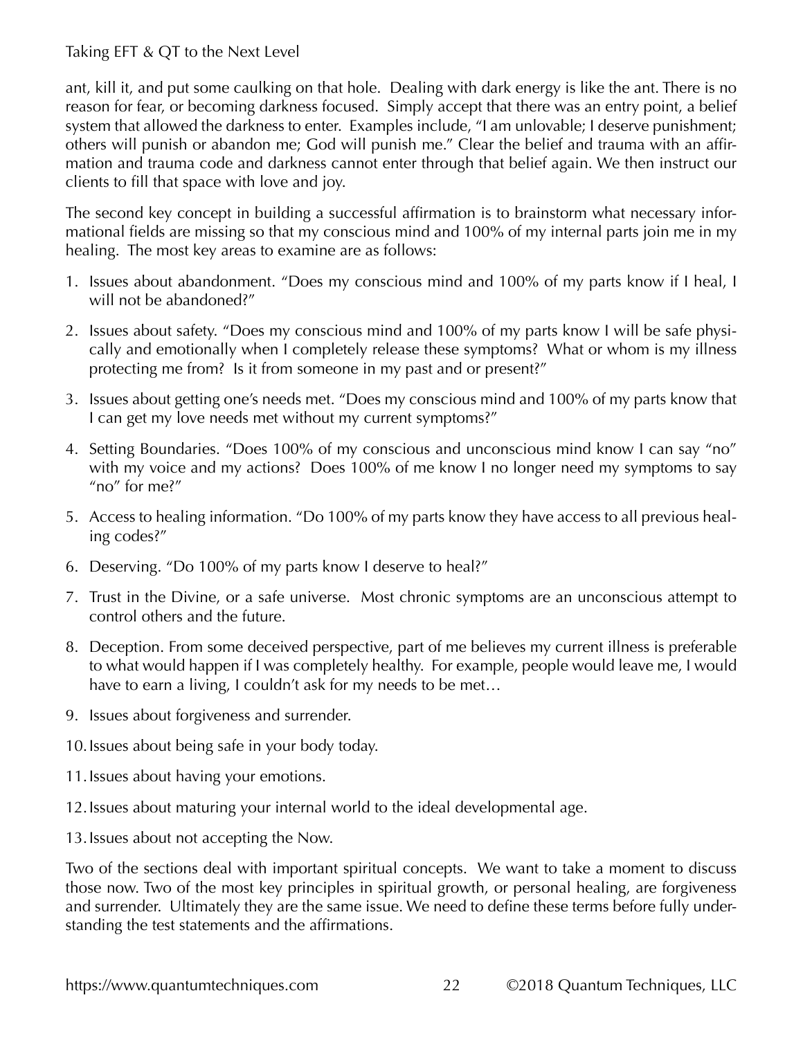ant, kill it, and put some caulking on that hole. Dealing with dark energy is like the ant. There is no reason for fear, or becoming darkness focused. Simply accept that there was an entry point, a belief system that allowed the darkness to enter. Examples include, "I am unlovable; I deserve punishment; others will punish or abandon me; God will punish me." Clear the belief and trauma with an affirmation and trauma code and darkness cannot enter through that belief again. We then instruct our clients to fill that space with love and joy.

The second key concept in building a successful affirmation is to brainstorm what necessary informational fields are missing so that my conscious mind and 100% of my internal parts join me in my healing. The most key areas to examine are as follows:

1. Issues about abandonment. "Does my conscious mind and 100% of my parts know if I heal, I will not be abandoned?"
2. Issues about safety. "Does my conscious mind and 100% of my parts know I will be safe physically and emotionally when I completely release these symptoms? What or whom is my illness protecting me from? Is it from someone in my past and or present?"
3. Issues about getting one's needs met. "Does my conscious mind and 100% of my parts know that I can get my love needs met without my current symptoms?"
4. Setting Boundaries. "Does 100% of my conscious and unconscious mind know I can say "no" with my voice and my actions? Does 100% of me know I no longer need my symptoms to say "no" for me?"
5. Access to healing information. "Do 100% of my parts know they have access to all previous healing codes?"
6. Deserving. "Do 100% of my parts know I deserve to heal?"
7. Trust in the Divine, or a safe universe. Most chronic symptoms are an unconscious attempt to control others and the future.
8. Deception. From some deceived perspective, part of me believes my current illness is preferable to what would happen if I was completely healthy. For example, people would leave me, I would have to earn a living, I couldn't ask for my needs to be met…
9. Issues about forgiveness and surrender.
10. Issues about being safe in your body today.
11. Issues about having your emotions.
12. Issues about maturing your internal world to the ideal developmental age.
13. Issues about not accepting the Now.

Two of the sections deal with important spiritual concepts. We want to take a moment to discuss those now. Two of the most key principles in spiritual growth, or personal healing, are forgiveness and surrender. Ultimately they are the same issue. We need to define these terms before fully understanding the test statements and the affirmations.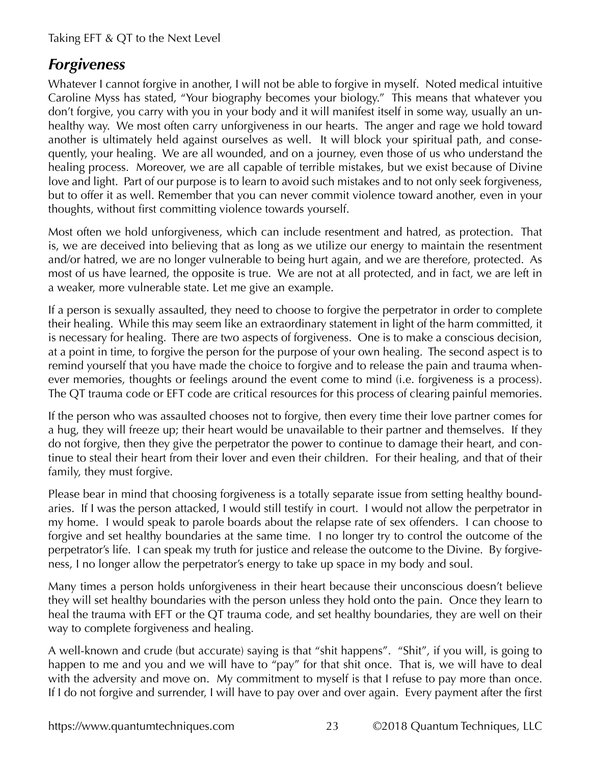## *Forgiveness*

Whatever I cannot forgive in another, I will not be able to forgive in myself. Noted medical intuitive Caroline Myss has stated, "Your biography becomes your biology." This means that whatever you don't forgive, you carry with you in your body and it will manifest itself in some way, usually an unhealthy way. We most often carry unforgiveness in our hearts. The anger and rage we hold toward another is ultimately held against ourselves as well. It will block your spiritual path, and consequently, your healing. We are all wounded, and on a journey, even those of us who understand the healing process. Moreover, we are all capable of terrible mistakes, but we exist because of Divine love and light. Part of our purpose is to learn to avoid such mistakes and to not only seek forgiveness, but to offer it as well. Remember that you can never commit violence toward another, even in your thoughts, without first committing violence towards yourself.

Most often we hold unforgiveness, which can include resentment and hatred, as protection. That is, we are deceived into believing that as long as we utilize our energy to maintain the resentment and/or hatred, we are no longer vulnerable to being hurt again, and we are therefore, protected. As most of us have learned, the opposite is true. We are not at all protected, and in fact, we are left in a weaker, more vulnerable state. Let me give an example.

If a person is sexually assaulted, they need to choose to forgive the perpetrator in order to complete their healing. While this may seem like an extraordinary statement in light of the harm committed, it is necessary for healing. There are two aspects of forgiveness. One is to make a conscious decision, at a point in time, to forgive the person for the purpose of your own healing. The second aspect is to remind yourself that you have made the choice to forgive and to release the pain and trauma whenever memories, thoughts or feelings around the event come to mind (i.e. forgiveness is a process). The QT trauma code or EFT code are critical resources for this process of clearing painful memories.

If the person who was assaulted chooses not to forgive, then every time their love partner comes for a hug, they will freeze up; their heart would be unavailable to their partner and themselves. If they do not forgive, then they give the perpetrator the power to continue to damage their heart, and continue to steal their heart from their lover and even their children. For their healing, and that of their family, they must forgive.

Please bear in mind that choosing forgiveness is a totally separate issue from setting healthy boundaries. If I was the person attacked, I would still testify in court. I would not allow the perpetrator in my home. I would speak to parole boards about the relapse rate of sex offenders. I can choose to forgive and set healthy boundaries at the same time. I no longer try to control the outcome of the perpetrator's life. I can speak my truth for justice and release the outcome to the Divine. By forgiveness, I no longer allow the perpetrator's energy to take up space in my body and soul.

Many times a person holds unforgiveness in their heart because their unconscious doesn't believe they will set healthy boundaries with the person unless they hold onto the pain. Once they learn to heal the trauma with EFT or the QT trauma code, and set healthy boundaries, they are well on their way to complete forgiveness and healing.

A well-known and crude (but accurate) saying is that "shit happens". "Shit", if you will, is going to happen to me and you and we will have to "pay" for that shit once. That is, we will have to deal with the adversity and move on. My commitment to myself is that I refuse to pay more than once. If I do not forgive and surrender, I will have to pay over and over again. Every payment after the first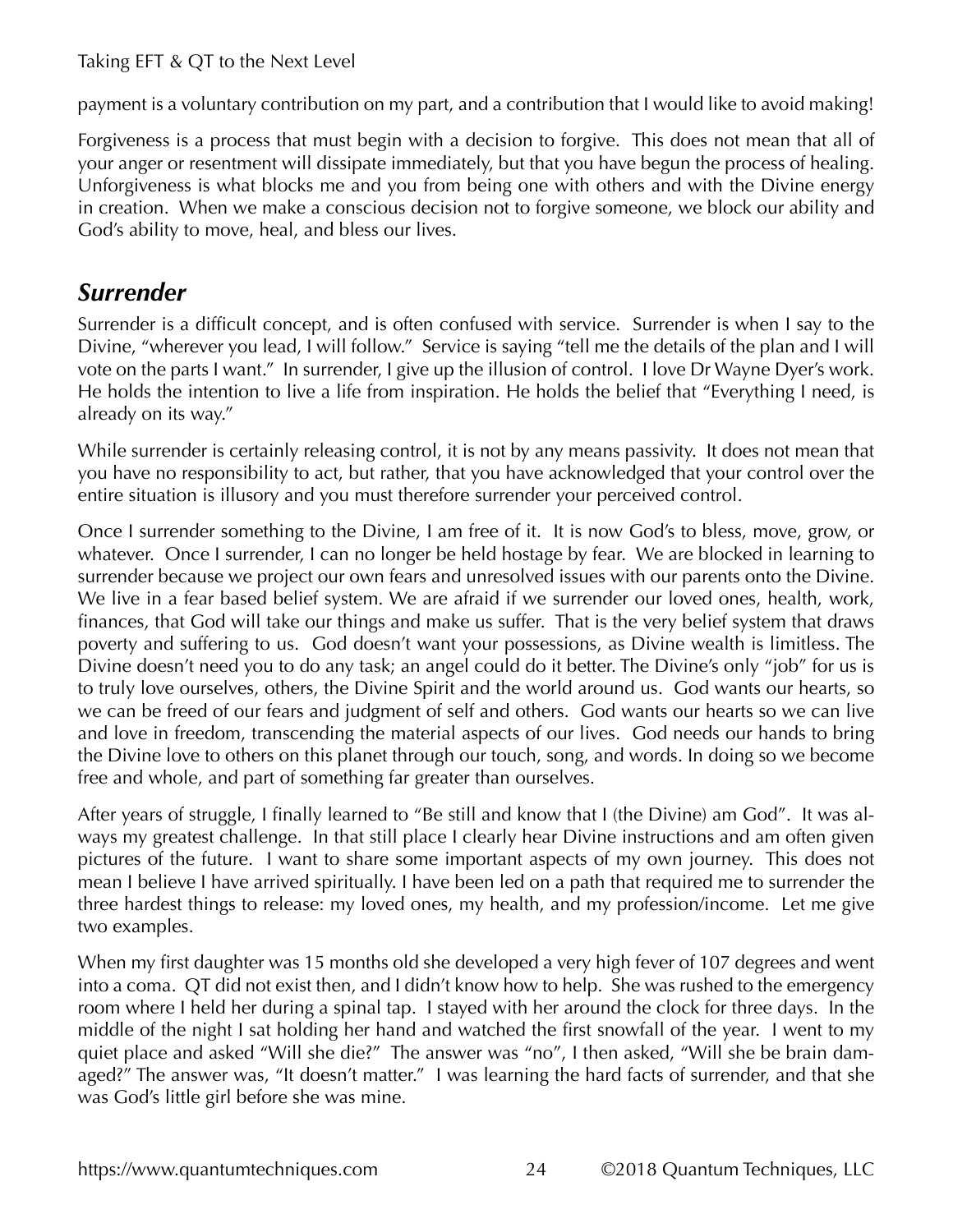payment is a voluntary contribution on my part, and a contribution that I would like to avoid making!

Forgiveness is a process that must begin with a decision to forgive. This does not mean that all of your anger or resentment will dissipate immediately, but that you have begun the process of healing. Unforgiveness is what blocks me and you from being one with others and with the Divine energy in creation. When we make a conscious decision not to forgive someone, we block our ability and God's ability to move, heal, and bless our lives.

## *Surrender*

Surrender is a difficult concept, and is often confused with service. Surrender is when I say to the Divine, "wherever you lead, I will follow." Service is saying "tell me the details of the plan and I will vote on the parts I want." In surrender, I give up the illusion of control. I love Dr Wayne Dyer's work. He holds the intention to live a life from inspiration. He holds the belief that "Everything I need, is already on its way."

While surrender is certainly releasing control, it is not by any means passivity. It does not mean that you have no responsibility to act, but rather, that you have acknowledged that your control over the entire situation is illusory and you must therefore surrender your perceived control.

Once I surrender something to the Divine, I am free of it. It is now God's to bless, move, grow, or whatever. Once I surrender, I can no longer be held hostage by fear. We are blocked in learning to surrender because we project our own fears and unresolved issues with our parents onto the Divine. We live in a fear based belief system. We are afraid if we surrender our loved ones, health, work, finances, that God will take our things and make us suffer. That is the very belief system that draws poverty and suffering to us. God doesn't want your possessions, as Divine wealth is limitless. The Divine doesn't need you to do any task; an angel could do it better. The Divine's only "job" for us is to truly love ourselves, others, the Divine Spirit and the world around us. God wants our hearts, so we can be freed of our fears and judgment of self and others. God wants our hearts so we can live and love in freedom, transcending the material aspects of our lives. God needs our hands to bring the Divine love to others on this planet through our touch, song, and words. In doing so we become free and whole, and part of something far greater than ourselves.

After years of struggle, I finally learned to "Be still and know that I (the Divine) am God". It was always my greatest challenge. In that still place I clearly hear Divine instructions and am often given pictures of the future. I want to share some important aspects of my own journey. This does not mean I believe I have arrived spiritually. I have been led on a path that required me to surrender the three hardest things to release: my loved ones, my health, and my profession/income. Let me give two examples.

When my first daughter was 15 months old she developed a very high fever of 107 degrees and went into a coma. QT did not exist then, and I didn't know how to help. She was rushed to the emergency room where I held her during a spinal tap. I stayed with her around the clock for three days. In the middle of the night I sat holding her hand and watched the first snowfall of the year. I went to my quiet place and asked "Will she die?" The answer was "no", I then asked, "Will she be brain damaged?" The answer was, "It doesn't matter." I was learning the hard facts of surrender, and that she was God's little girl before she was mine.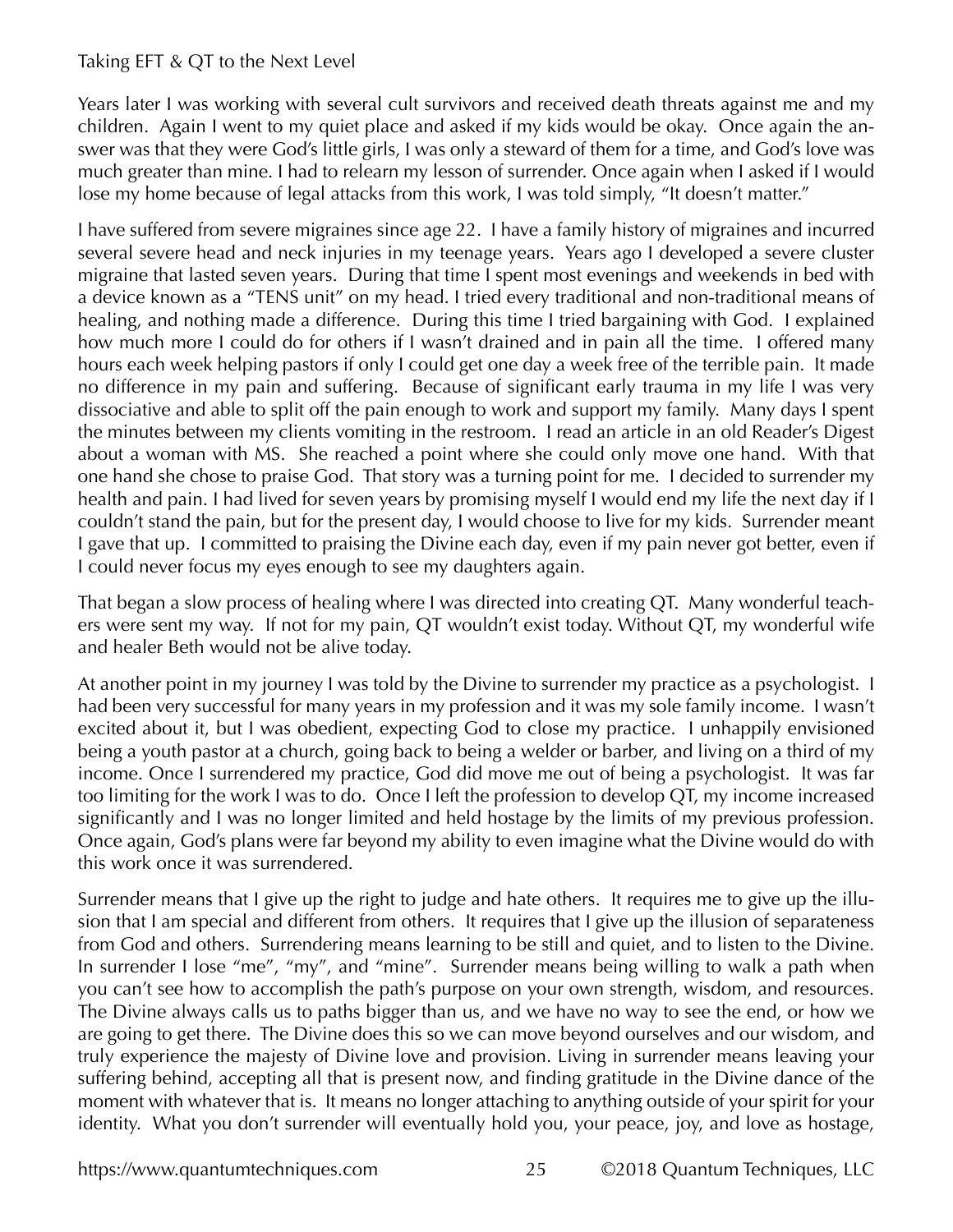Years later I was working with several cult survivors and received death threats against me and my children. Again I went to my quiet place and asked if my kids would be okay. Once again the answer was that they were God's little girls, I was only a steward of them for a time, and God's love was much greater than mine. I had to relearn my lesson of surrender. Once again when I asked if I would lose my home because of legal attacks from this work, I was told simply, "It doesn't matter."

I have suffered from severe migraines since age 22. I have a family history of migraines and incurred several severe head and neck injuries in my teenage years. Years ago I developed a severe cluster migraine that lasted seven years. During that time I spent most evenings and weekends in bed with a device known as a "TENS unit" on my head. I tried every traditional and non-traditional means of healing, and nothing made a difference. During this time I tried bargaining with God. I explained how much more I could do for others if I wasn't drained and in pain all the time. I offered many hours each week helping pastors if only I could get one day a week free of the terrible pain. It made no difference in my pain and suffering. Because of significant early trauma in my life I was very dissociative and able to split off the pain enough to work and support my family. Many days I spent the minutes between my clients vomiting in the restroom. I read an article in an old Reader's Digest about a woman with MS. She reached a point where she could only move one hand. With that one hand she chose to praise God. That story was a turning point for me. I decided to surrender my health and pain. I had lived for seven years by promising myself I would end my life the next day if I couldn't stand the pain, but for the present day, I would choose to live for my kids. Surrender meant I gave that up. I committed to praising the Divine each day, even if my pain never got better, even if I could never focus my eyes enough to see my daughters again.

That began a slow process of healing where I was directed into creating QT. Many wonderful teachers were sent my way. If not for my pain, QT wouldn't exist today. Without QT, my wonderful wife and healer Beth would not be alive today.

At another point in my journey I was told by the Divine to surrender my practice as a psychologist. I had been very successful for many years in my profession and it was my sole family income. I wasn't excited about it, but I was obedient, expecting God to close my practice. I unhappily envisioned being a youth pastor at a church, going back to being a welder or barber, and living on a third of my income. Once I surrendered my practice, God did move me out of being a psychologist. It was far too limiting for the work I was to do. Once I left the profession to develop QT, my income increased significantly and I was no longer limited and held hostage by the limits of my previous profession. Once again, God's plans were far beyond my ability to even imagine what the Divine would do with this work once it was surrendered.

Surrender means that I give up the right to judge and hate others. It requires me to give up the illusion that I am special and different from others. It requires that I give up the illusion of separateness from God and others. Surrendering means learning to be still and quiet, and to listen to the Divine. In surrender I lose "me", "my", and "mine". Surrender means being willing to walk a path when you can't see how to accomplish the path's purpose on your own strength, wisdom, and resources. The Divine always calls us to paths bigger than us, and we have no way to see the end, or how we are going to get there. The Divine does this so we can move beyond ourselves and our wisdom, and truly experience the majesty of Divine love and provision. Living in surrender means leaving your suffering behind, accepting all that is present now, and finding gratitude in the Divine dance of the moment with whatever that is. It means no longer attaching to anything outside of your spirit for your identity. What you don't surrender will eventually hold you, your peace, joy, and love as hostage,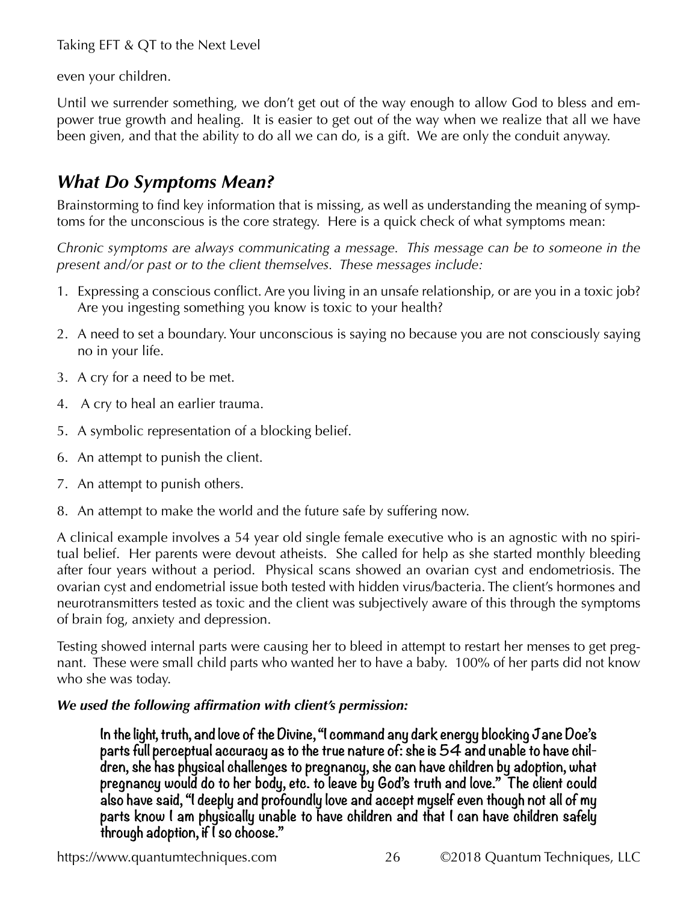even your children.

Until we surrender something, we don't get out of the way enough to allow God to bless and empower true growth and healing. It is easier to get out of the way when we realize that all we have been given, and that the ability to do all we can do, is a gift. We are only the conduit anyway.

## *What Do Symptoms Mean?*

Brainstorming to find key information that is missing, as well as understanding the meaning of symptoms for the unconscious is the core strategy. Here is a quick check of what symptoms mean:

*Chronic symptoms are always communicating a message. This message can be to someone in the present and/or past or to the client themselves. These messages include:*

1. Expressing a conscious conflict. Are you living in an unsafe relationship, or are you in a toxic job? Are you ingesting something you know is toxic to your health?
2. A need to set a boundary. Your unconscious is saying no because you are not consciously saying no in your life.
3. A cry for a need to be met.
4. A cry to heal an earlier trauma.
5. A symbolic representation of a blocking belief.
6. An attempt to punish the client.
7. An attempt to punish others.
8. An attempt to make the world and the future safe by suffering now.

A clinical example involves a 54 year old single female executive who is an agnostic with no spiritual belief. Her parents were devout atheists. She called for help as she started monthly bleeding after four years without a period. Physical scans showed an ovarian cyst and endometriosis. The ovarian cyst and endometrial issue both tested with hidden virus/bacteria. The client's hormones and neurotransmitters tested as toxic and the client was subjectively aware of this through the symptoms of brain fog, anxiety and depression.

Testing showed internal parts were causing her to bleed in attempt to restart her menses to get pregnant. These were small child parts who wanted her to have a baby. 100% of her parts did not know who she was today.

***We used the following affirmation with client's permission:***

> **In the light, truth, and love of the Divine, "I command any dark energy blocking Jane Doe's parts full perceptual accuracy as to the true nature of: she is 54 and unable to have children, she has physical challenges to pregnancy, she can have children by adoption, what pregnancy would do to her body, etc. to leave by God's truth and love." The client could also have said, "I deeply and profoundly love and accept myself even though not all of my parts know I am physically unable to have children and that I can have children safely through adoption, if I so choose."**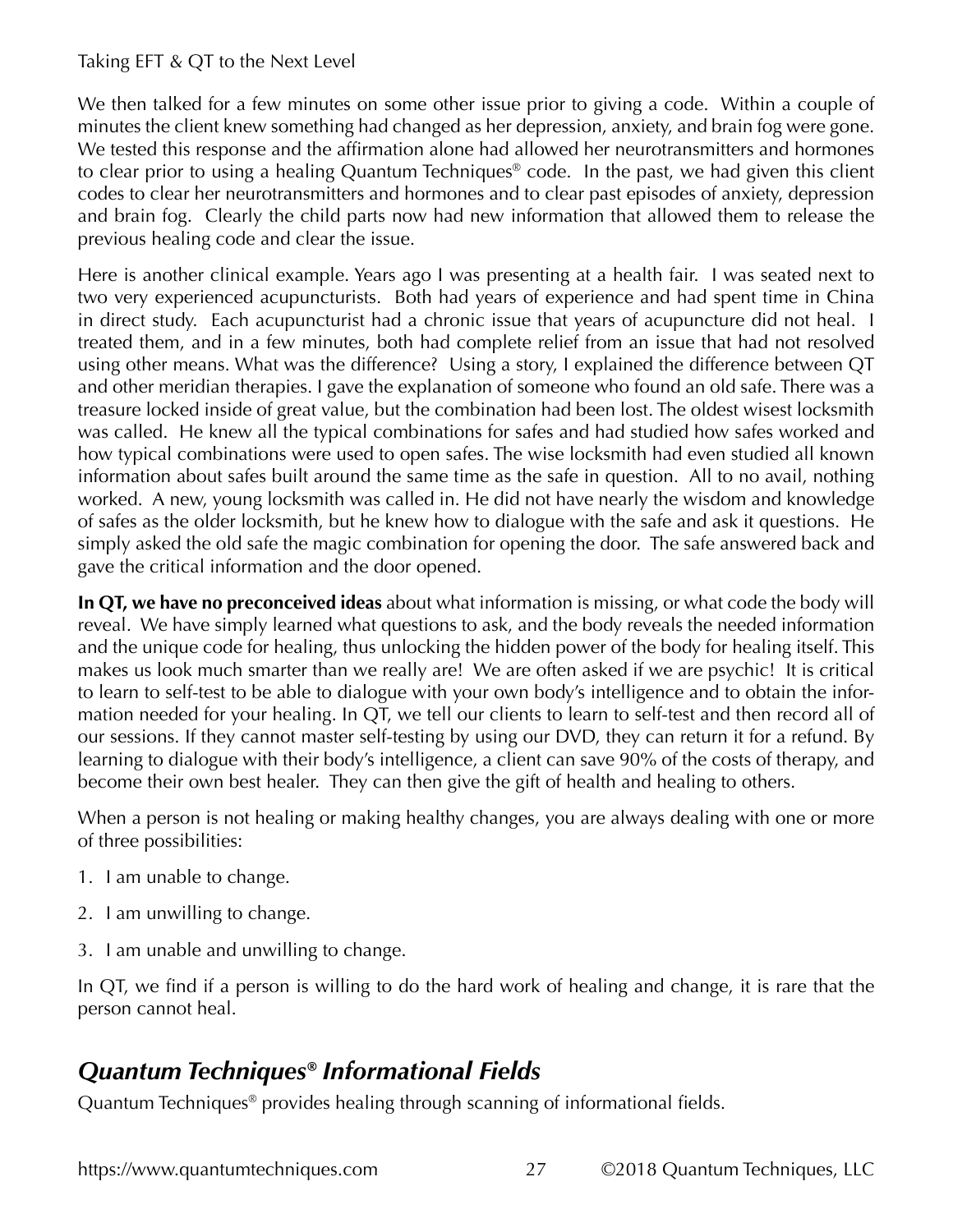We then talked for a few minutes on some other issue prior to giving a code. Within a couple of minutes the client knew something had changed as her depression, anxiety, and brain fog were gone. We tested this response and the affirmation alone had allowed her neurotransmitters and hormones to clear prior to using a healing Quantum Techniques® code. In the past, we had given this client codes to clear her neurotransmitters and hormones and to clear past episodes of anxiety, depression and brain fog. Clearly the child parts now had new information that allowed them to release the previous healing code and clear the issue.

Here is another clinical example. Years ago I was presenting at a health fair. I was seated next to two very experienced acupuncturists. Both had years of experience and had spent time in China in direct study. Each acupuncturist had a chronic issue that years of acupuncture did not heal. I treated them, and in a few minutes, both had complete relief from an issue that had not resolved using other means. What was the difference? Using a story, I explained the difference between QT and other meridian therapies. I gave the explanation of someone who found an old safe. There was a treasure locked inside of great value, but the combination had been lost. The oldest wisest locksmith was called. He knew all the typical combinations for safes and had studied how safes worked and how typical combinations were used to open safes. The wise locksmith had even studied all known information about safes built around the same time as the safe in question. All to no avail, nothing worked. A new, young locksmith was called in. He did not have nearly the wisdom and knowledge of safes as the older locksmith, but he knew how to dialogue with the safe and ask it questions. He simply asked the old safe the magic combination for opening the door. The safe answered back and gave the critical information and the door opened.

**In QT, we have no preconceived ideas** about what information is missing, or what code the body will reveal. We have simply learned what questions to ask, and the body reveals the needed information and the unique code for healing, thus unlocking the hidden power of the body for healing itself. This makes us look much smarter than we really are! We are often asked if we are psychic! It is critical to learn to self-test to be able to dialogue with your own body's intelligence and to obtain the information needed for your healing. In QT, we tell our clients to learn to self-test and then record all of our sessions. If they cannot master self-testing by using our DVD, they can return it for a refund. By learning to dialogue with their body's intelligence, a client can save 90% of the costs of therapy, and become their own best healer. They can then give the gift of health and healing to others.

When a person is not healing or making healthy changes, you are always dealing with one or more of three possibilities:

1. I am unable to change.
2. I am unwilling to change.
3. I am unable and unwilling to change.

In QT, we find if a person is willing to do the hard work of healing and change, it is rare that the person cannot heal.

## *Quantum Techniques® Informational Fields*

Quantum Techniques® provides healing through scanning of informational fields.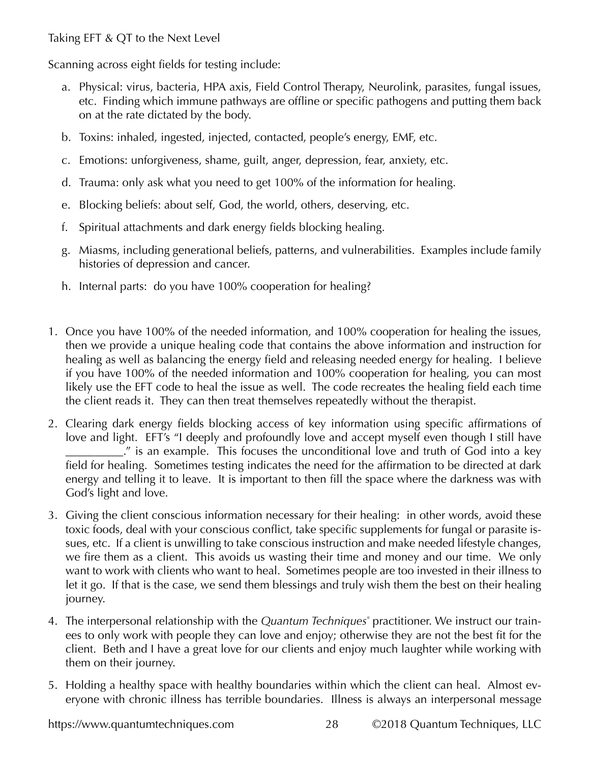Scanning across eight fields for testing include:

a. Physical: virus, bacteria, HPA axis, Field Control Therapy, Neurolink, parasites, fungal issues, etc. Finding which immune pathways are offline or specific pathogens and putting them back on at the rate dictated by the body.
b. Toxins: inhaled, ingested, injected, contacted, people's energy, EMF, etc.
c. Emotions: unforgiveness, shame, guilt, anger, depression, fear, anxiety, etc.
d. Trauma: only ask what you need to get 100% of the information for healing.
e. Blocking beliefs: about self, God, the world, others, deserving, etc.
f. Spiritual attachments and dark energy fields blocking healing.
g. Miasms, including generational beliefs, patterns, and vulnerabilities. Examples include family histories of depression and cancer.
h. Internal parts: do you have 100% cooperation for healing?

1. Once you have 100% of the needed information, and 100% cooperation for healing the issues, then we provide a unique healing code that contains the above information and instruction for healing as well as balancing the energy field and releasing needed energy for healing. I believe if you have 100% of the needed information and 100% cooperation for healing, you can most likely use the EFT code to heal the issue as well. The code recreates the healing field each time the client reads it. They can then treat themselves repeatedly without the therapist.
2. Clearing dark energy fields blocking access of key information using specific affirmations of love and light. EFT's "I deeply and profoundly love and accept myself even though I still have _________." is an example. This focuses the unconditional love and truth of God into a key field for healing. Sometimes testing indicates the need for the affirmation to be directed at dark energy and telling it to leave. It is important to then fill the space where the darkness was with God's light and love.
3. Giving the client conscious information necessary for their healing: in other words, avoid these toxic foods, deal with your conscious conflict, take specific supplements for fungal or parasite issues, etc. If a client is unwilling to take conscious instruction and make needed lifestyle changes, we fire them as a client. This avoids us wasting their time and money and our time. We only want to work with clients who want to heal. Sometimes people are too invested in their illness to let it go. If that is the case, we send them blessings and truly wish them the best on their healing journey.
4. The interpersonal relationship with the *Quantum Techniques*® practitioner. We instruct our trainees to only work with people they can love and enjoy; otherwise they are not the best fit for the client. Beth and I have a great love for our clients and enjoy much laughter while working with them on their journey.
5. Holding a healthy space with healthy boundaries within which the client can heal. Almost everyone with chronic illness has terrible boundaries. Illness is always an interpersonal message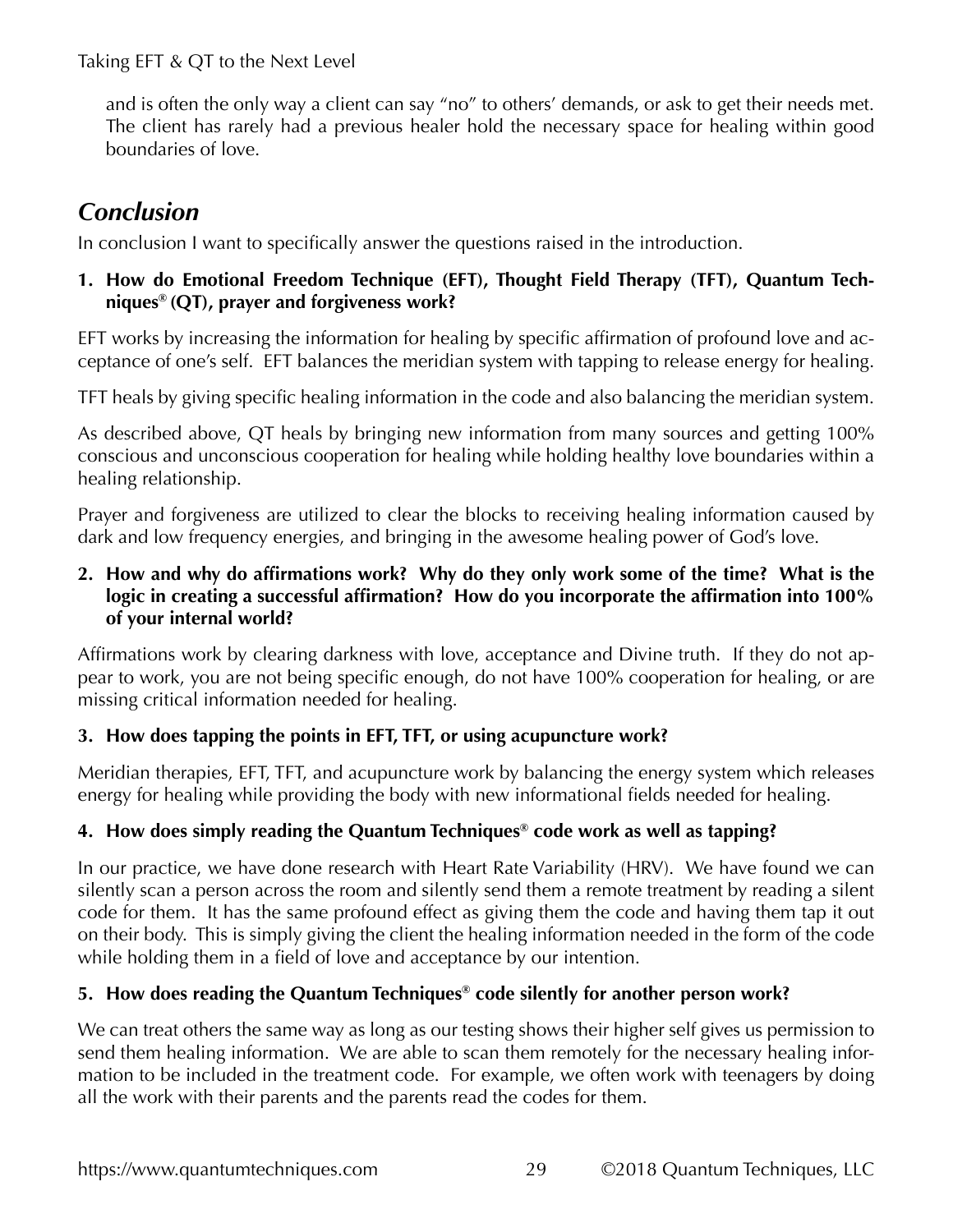and is often the only way a client can say "no" to others' demands, or ask to get their needs met. The client has rarely had a previous healer hold the necessary space for healing within good boundaries of love.

## *Conclusion*

In conclusion I want to specifically answer the questions raised in the introduction.

**1. How do Emotional Freedom Technique (EFT), Thought Field Therapy (TFT), Quantum Techniques® (QT), prayer and forgiveness work?**

EFT works by increasing the information for healing by specific affirmation of profound love and acceptance of one's self. EFT balances the meridian system with tapping to release energy for healing.

TFT heals by giving specific healing information in the code and also balancing the meridian system.

As described above, QT heals by bringing new information from many sources and getting 100% conscious and unconscious cooperation for healing while holding healthy love boundaries within a healing relationship.

Prayer and forgiveness are utilized to clear the blocks to receiving healing information caused by dark and low frequency energies, and bringing in the awesome healing power of God's love.

**2. How and why do affirmations work? Why do they only work some of the time? What is the logic in creating a successful affirmation? How do you incorporate the affirmation into 100% of your internal world?**

Affirmations work by clearing darkness with love, acceptance and Divine truth. If they do not appear to work, you are not being specific enough, do not have 100% cooperation for healing, or are missing critical information needed for healing.

**3. How does tapping the points in EFT, TFT, or using acupuncture work?**

Meridian therapies, EFT, TFT, and acupuncture work by balancing the energy system which releases energy for healing while providing the body with new informational fields needed for healing.

**4. How does simply reading the Quantum Techniques® code work as well as tapping?**

In our practice, we have done research with Heart Rate Variability (HRV). We have found we can silently scan a person across the room and silently send them a remote treatment by reading a silent code for them. It has the same profound effect as giving them the code and having them tap it out on their body. This is simply giving the client the healing information needed in the form of the code while holding them in a field of love and acceptance by our intention.

**5. How does reading the Quantum Techniques® code silently for another person work?**

We can treat others the same way as long as our testing shows their higher self gives us permission to send them healing information. We are able to scan them remotely for the necessary healing information to be included in the treatment code. For example, we often work with teenagers by doing all the work with their parents and the parents read the codes for them.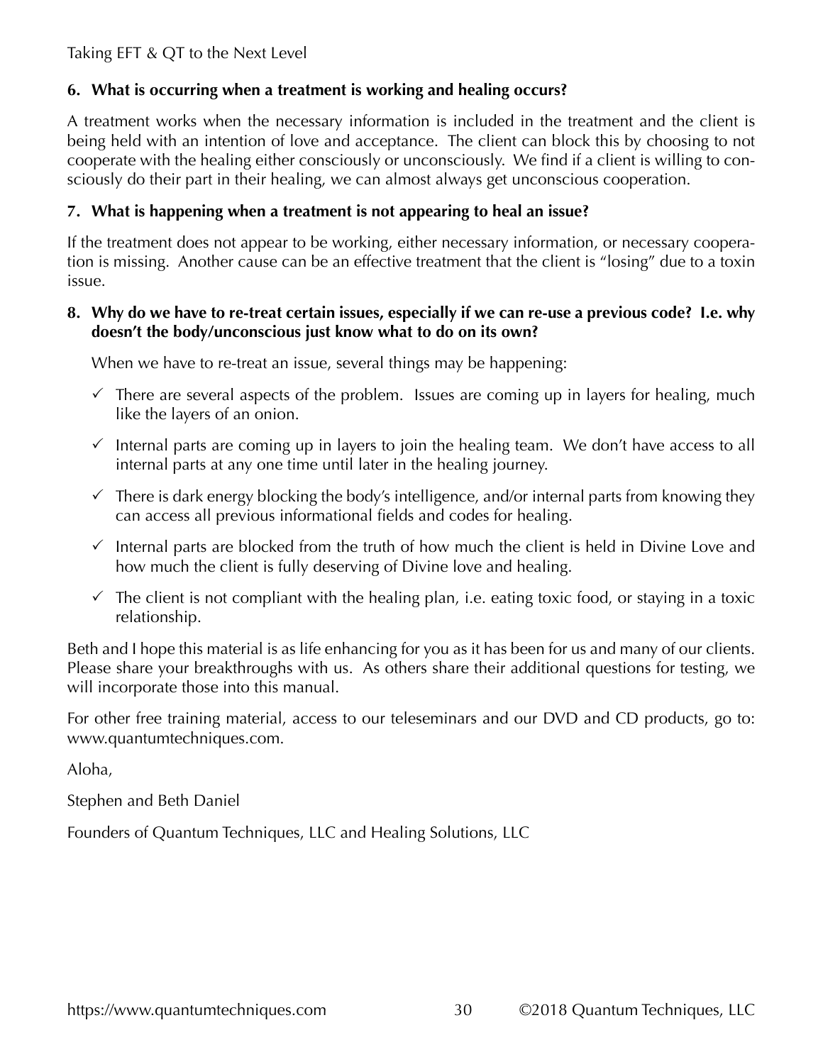**6. What is occurring when a treatment is working and healing occurs?**

A treatment works when the necessary information is included in the treatment and the client is being held with an intention of love and acceptance. The client can block this by choosing to not cooperate with the healing either consciously or unconsciously. We find if a client is willing to consciously do their part in their healing, we can almost always get unconscious cooperation.

**7. What is happening when a treatment is not appearing to heal an issue?**

If the treatment does not appear to be working, either necessary information, or necessary cooperation is missing. Another cause can be an effective treatment that the client is "losing" due to a toxin issue.

**8. Why do we have to re-treat certain issues, especially if we can re-use a previous code? I.e. why doesn't the body/unconscious just know what to do on its own?**

When we have to re-treat an issue, several things may be happening:

- ✓ There are several aspects of the problem. Issues are coming up in layers for healing, much like the layers of an onion.
- ✓ Internal parts are coming up in layers to join the healing team. We don't have access to all internal parts at any one time until later in the healing journey.
- ✓ There is dark energy blocking the body's intelligence, and/or internal parts from knowing they can access all previous informational fields and codes for healing.
- ✓ Internal parts are blocked from the truth of how much the client is held in Divine Love and how much the client is fully deserving of Divine love and healing.
- ✓ The client is not compliant with the healing plan, i.e. eating toxic food, or staying in a toxic relationship.

Beth and I hope this material is as life enhancing for you as it has been for us and many of our clients. Please share your breakthroughs with us. As others share their additional questions for testing, we will incorporate those into this manual.

For other free training material, access to our teleseminars and our DVD and CD products, go to: www.quantumtechniques.com.

Aloha,

Stephen and Beth Daniel

Founders of Quantum Techniques, LLC and Healing Solutions, LLC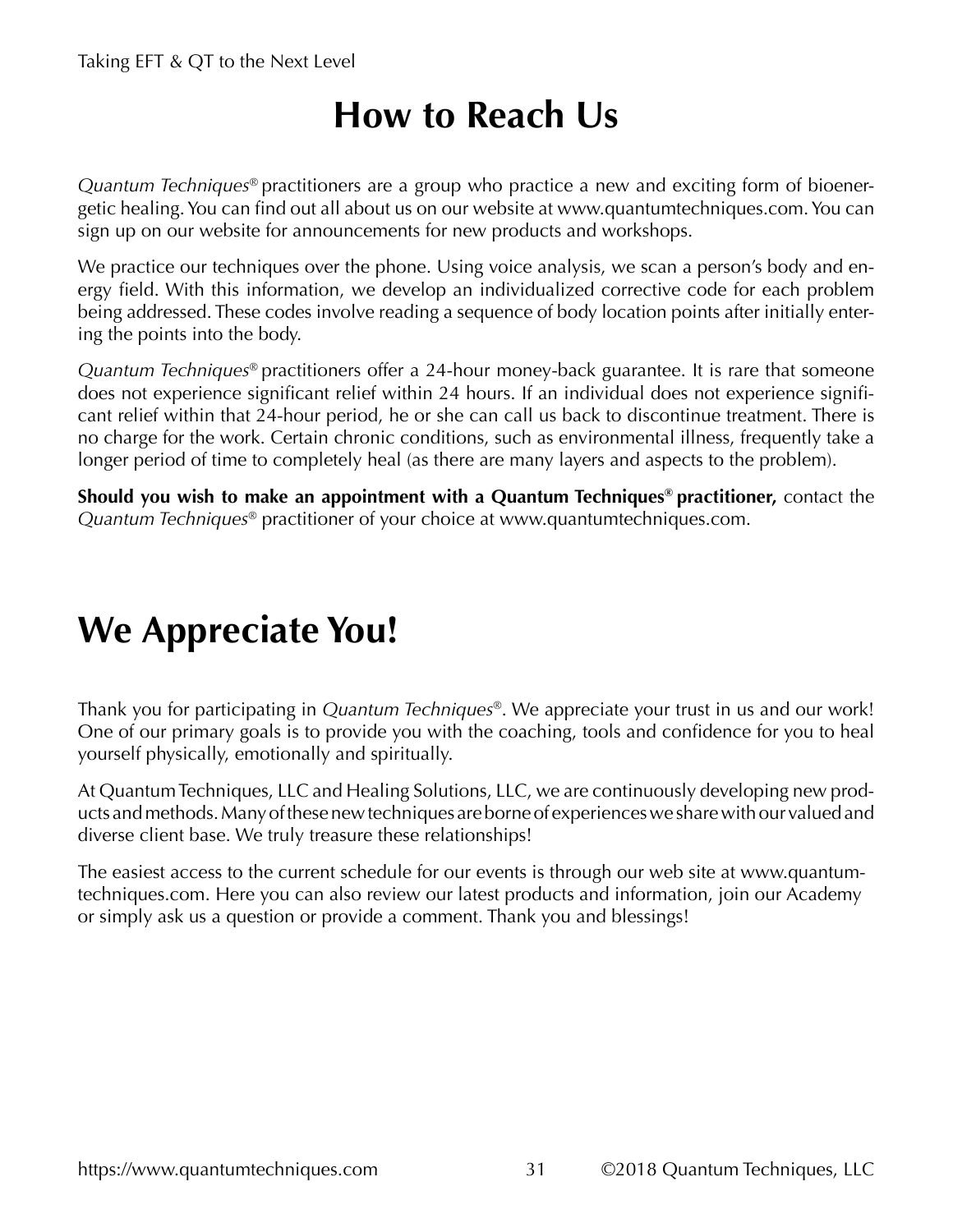# How to Reach Us

*Quantum Techniques®* practitioners are a group who practice a new and exciting form of bioenergetic healing. You can find out all about us on our website at www.quantumtechniques.com. You can sign up on our website for announcements for new products and workshops.

We practice our techniques over the phone. Using voice analysis, we scan a person's body and energy field. With this information, we develop an individualized corrective code for each problem being addressed. These codes involve reading a sequence of body location points after initially entering the points into the body.

*Quantum Techniques®* practitioners offer a 24-hour money-back guarantee. It is rare that someone does not experience significant relief within 24 hours. If an individual does not experience significant relief within that 24-hour period, he or she can call us back to discontinue treatment. There is no charge for the work. Certain chronic conditions, such as environmental illness, frequently take a longer period of time to completely heal (as there are many layers and aspects to the problem).

**Should you wish to make an appointment with a Quantum Techniques® practitioner,** contact the *Quantum Techniques®* practitioner of your choice at www.quantumtechniques.com.

# We Appreciate You!

Thank you for participating in *Quantum Techniques®*. We appreciate your trust in us and our work! One of our primary goals is to provide you with the coaching, tools and confidence for you to heal yourself physically, emotionally and spiritually.

At Quantum Techniques, LLC and Healing Solutions, LLC, we are continuously developing new products and methods. Many of these new techniques are borne of experiences we share with our valued and diverse client base. We truly treasure these relationships!

The easiest access to the current schedule for our events is through our web site at www.quantumtechniques.com. Here you can also review our latest products and information, join our Academy or simply ask us a question or provide a comment. Thank you and blessings!